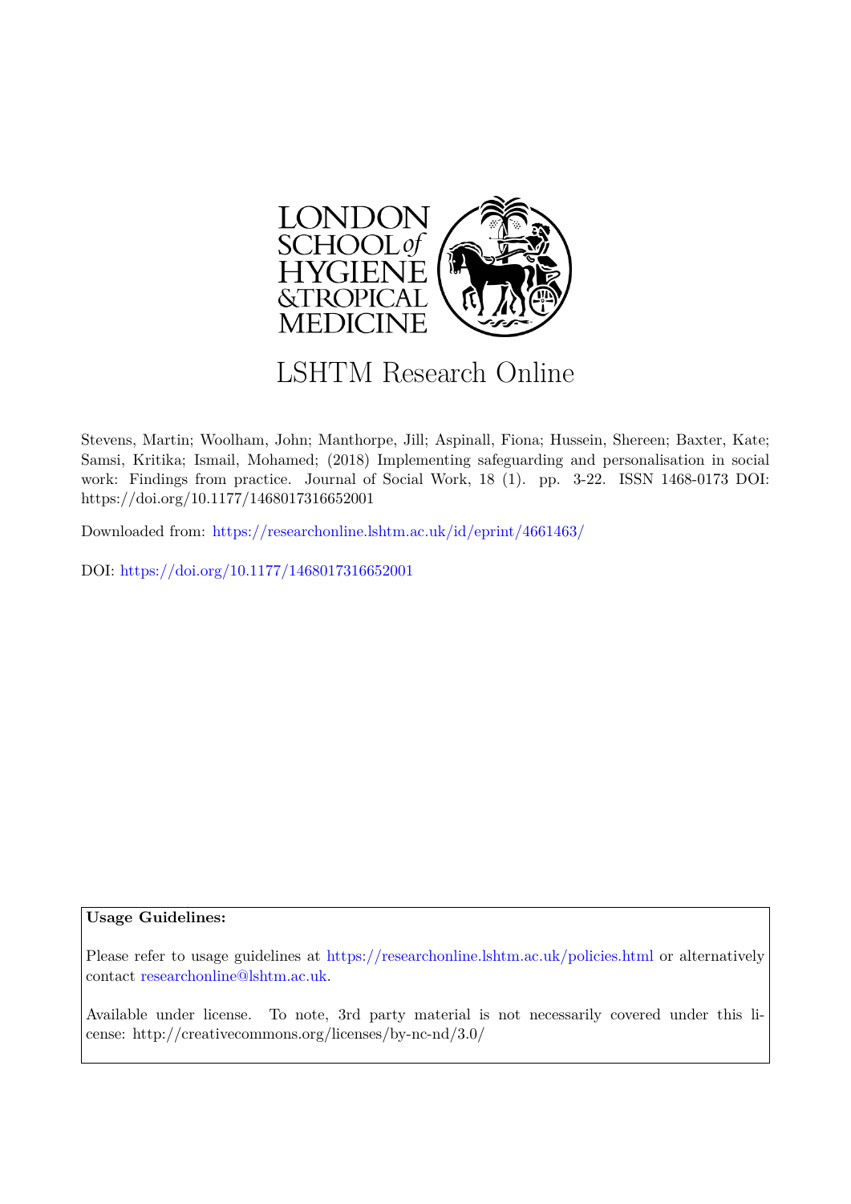# LSHTM Research Online

Stevens, Martin; Woolham, John; Manthorpe, Jill; Aspinall, Fiona; Hussein, Shereen; Baxter, Kate; Samsi, Kritika; Ismail, Mohamed; (2018) Implementing safeguarding and personalisation in social work: Findings from practice. Journal of Social Work, 18 (1). pp. 3-22. ISSN 1468-0173 DOI: https://doi.org/10.1177/1468017316652001

Downloaded from: https://researchonline.lshtm.ac.uk/id/eprint/4661463/

DOI: https://doi.org/10.1177/1468017316652001

**Usage Guidelines:**

Please refer to usage guidelines at https://researchonline.lshtm.ac.uk/policies.html or alternatively contact researchonline@lshtm.ac.uk.

Available under license. To note, 3rd party material is not necessarily covered under this license: http://creativecommons.org/licenses/by-nc-nd/3.0/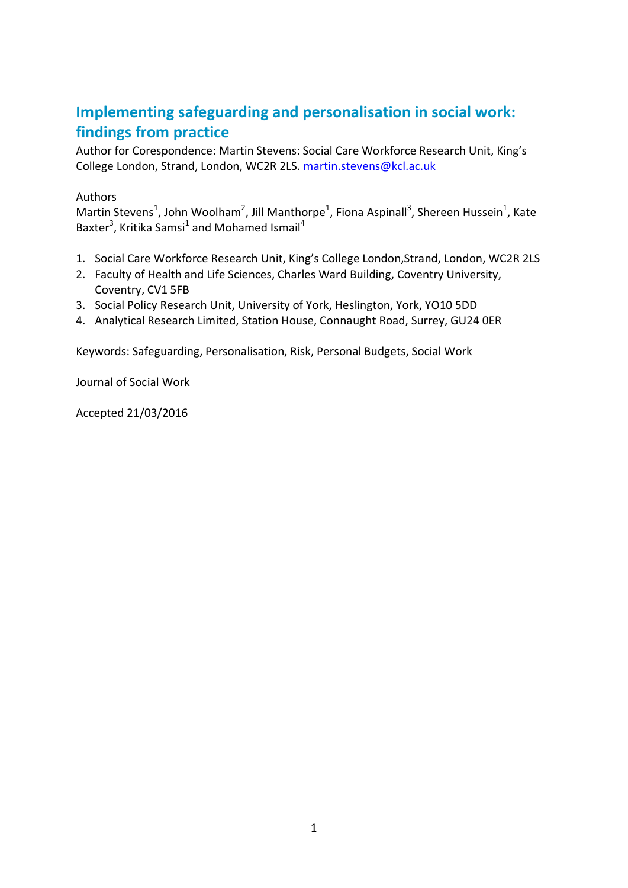# Implementing safeguarding and personalisation in social work: findings from practice

Author for Corespondence: Martin Stevens: Social Care Workforce Research Unit, King's College London, Strand, London, WC2R 2LS. martin.stevens@kcl.ac.uk

Authors

Martin Stevens[1], John Woolham[2], Jill Manthorpe[1], Fiona Aspinall[3], Shereen Hussein[1], Kate Baxter[3], Kritika Samsi[1] and Mohamed Ismail[4]

1. Social Care Workforce Research Unit, King's College London,Strand, London, WC2R 2LS
2. Faculty of Health and Life Sciences, Charles Ward Building, Coventry University, Coventry, CV1 5FB
3. Social Policy Research Unit, University of York, Heslington, York, YO10 5DD
4. Analytical Research Limited, Station House, Connaught Road, Surrey, GU24 0ER

Keywords: Safeguarding, Personalisation, Risk, Personal Budgets, Social Work

Journal of Social Work

Accepted 21/03/2016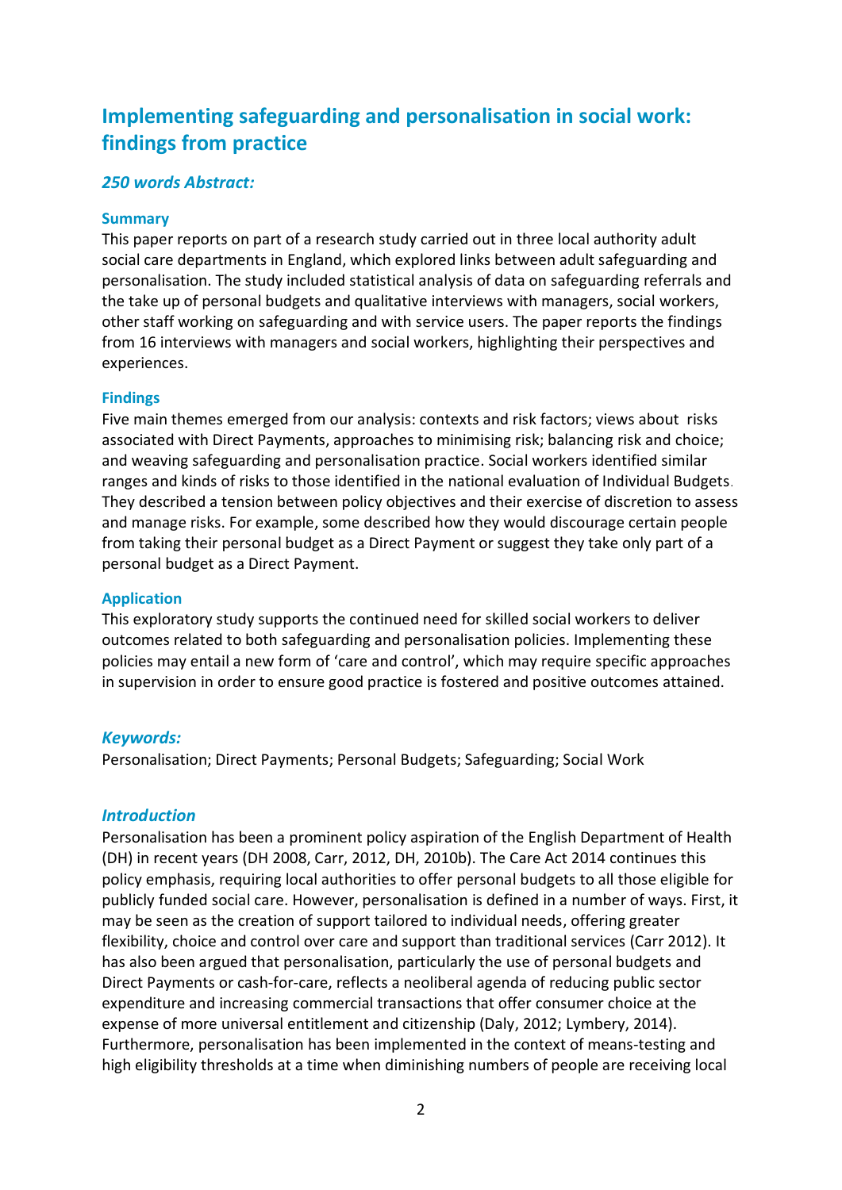# Implementing safeguarding and personalisation in social work: findings from practice

### *250 words Abstract:*

#### Summary

This paper reports on part of a research study carried out in three local authority adult social care departments in England, which explored links between adult safeguarding and personalisation. The study included statistical analysis of data on safeguarding referrals and the take up of personal budgets and qualitative interviews with managers, social workers, other staff working on safeguarding and with service users. The paper reports the findings from 16 interviews with managers and social workers, highlighting their perspectives and experiences.

#### Findings

Five main themes emerged from our analysis: contexts and risk factors; views about risks associated with Direct Payments, approaches to minimising risk; balancing risk and choice; and weaving safeguarding and personalisation practice. Social workers identified similar ranges and kinds of risks to those identified in the national evaluation of Individual Budgets. They described a tension between policy objectives and their exercise of discretion to assess and manage risks. For example, some described how they would discourage certain people from taking their personal budget as a Direct Payment or suggest they take only part of a personal budget as a Direct Payment.

#### Application

This exploratory study supports the continued need for skilled social workers to deliver outcomes related to both safeguarding and personalisation policies. Implementing these policies may entail a new form of 'care and control', which may require specific approaches in supervision in order to ensure good practice is fostered and positive outcomes attained.

### *Keywords:*

Personalisation; Direct Payments; Personal Budgets; Safeguarding; Social Work

### *Introduction*

Personalisation has been a prominent policy aspiration of the English Department of Health (DH) in recent years (DH 2008, Carr, 2012, DH, 2010b). The Care Act 2014 continues this policy emphasis, requiring local authorities to offer personal budgets to all those eligible for publicly funded social care. However, personalisation is defined in a number of ways. First, it may be seen as the creation of support tailored to individual needs, offering greater flexibility, choice and control over care and support than traditional services (Carr 2012). It has also been argued that personalisation, particularly the use of personal budgets and Direct Payments or cash-for-care, reflects a neoliberal agenda of reducing public sector expenditure and increasing commercial transactions that offer consumer choice at the expense of more universal entitlement and citizenship (Daly, 2012; Lymbery, 2014). Furthermore, personalisation has been implemented in the context of means-testing and high eligibility thresholds at a time when diminishing numbers of people are receiving local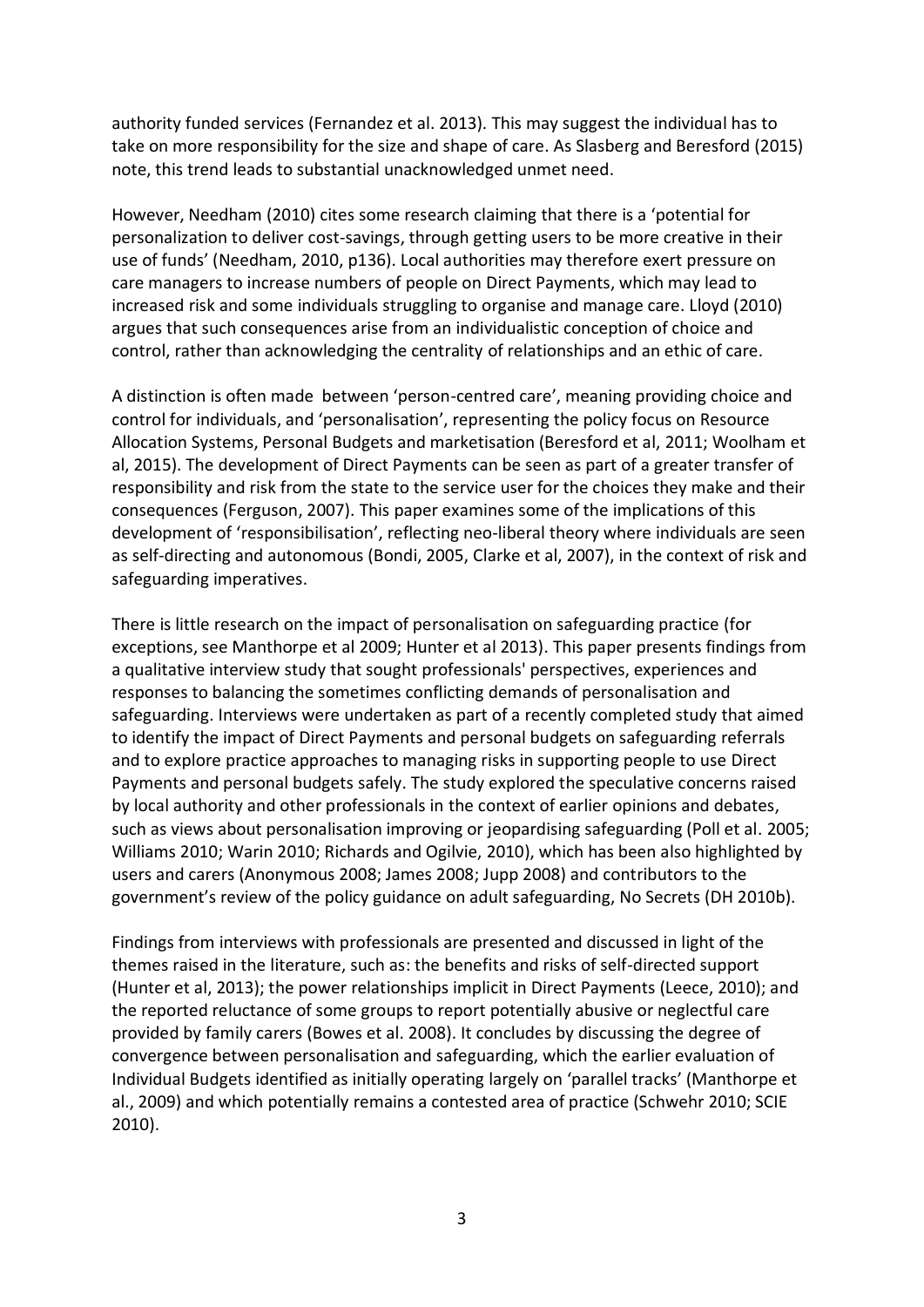authority funded services (Fernandez et al. 2013). This may suggest the individual has to take on more responsibility for the size and shape of care. As Slasberg and Beresford (2015) note, this trend leads to substantial unacknowledged unmet need.

However, Needham (2010) cites some research claiming that there is a 'potential for personalization to deliver cost-savings, through getting users to be more creative in their use of funds' (Needham, 2010, p136). Local authorities may therefore exert pressure on care managers to increase numbers of people on Direct Payments, which may lead to increased risk and some individuals struggling to organise and manage care. Lloyd (2010) argues that such consequences arise from an individualistic conception of choice and control, rather than acknowledging the centrality of relationships and an ethic of care.

A distinction is often made between 'person-centred care', meaning providing choice and control for individuals, and 'personalisation', representing the policy focus on Resource Allocation Systems, Personal Budgets and marketisation (Beresford et al, 2011; Woolham et al, 2015). The development of Direct Payments can be seen as part of a greater transfer of responsibility and risk from the state to the service user for the choices they make and their consequences (Ferguson, 2007). This paper examines some of the implications of this development of 'responsibilisation', reflecting neo-liberal theory where individuals are seen as self-directing and autonomous (Bondi, 2005, Clarke et al, 2007), in the context of risk and safeguarding imperatives.

There is little research on the impact of personalisation on safeguarding practice (for exceptions, see Manthorpe et al 2009; Hunter et al 2013). This paper presents findings from a qualitative interview study that sought professionals' perspectives, experiences and responses to balancing the sometimes conflicting demands of personalisation and safeguarding. Interviews were undertaken as part of a recently completed study that aimed to identify the impact of Direct Payments and personal budgets on safeguarding referrals and to explore practice approaches to managing risks in supporting people to use Direct Payments and personal budgets safely. The study explored the speculative concerns raised by local authority and other professionals in the context of earlier opinions and debates, such as views about personalisation improving or jeopardising safeguarding (Poll et al. 2005; Williams 2010; Warin 2010; Richards and Ogilvie, 2010), which has been also highlighted by users and carers (Anonymous 2008; James 2008; Jupp 2008) and contributors to the government's review of the policy guidance on adult safeguarding, No Secrets (DH 2010b).

Findings from interviews with professionals are presented and discussed in light of the themes raised in the literature, such as: the benefits and risks of self-directed support (Hunter et al, 2013); the power relationships implicit in Direct Payments (Leece, 2010); and the reported reluctance of some groups to report potentially abusive or neglectful care provided by family carers (Bowes et al. 2008). It concludes by discussing the degree of convergence between personalisation and safeguarding, which the earlier evaluation of Individual Budgets identified as initially operating largely on 'parallel tracks' (Manthorpe et al., 2009) and which potentially remains a contested area of practice (Schwehr 2010; SCIE 2010).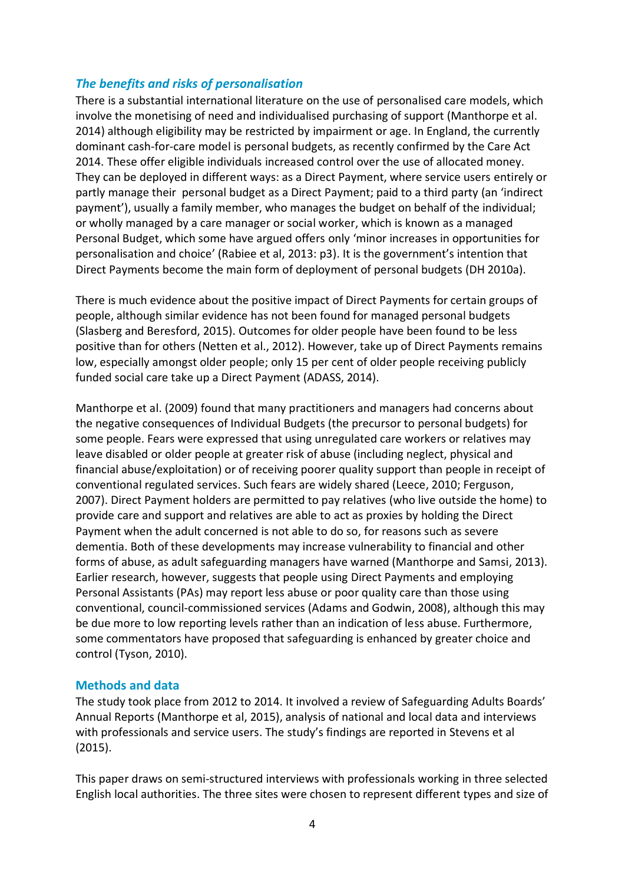### *The benefits and risks of personalisation*

There is a substantial international literature on the use of personalised care models, which involve the monetising of need and individualised purchasing of support (Manthorpe et al. 2014) although eligibility may be restricted by impairment or age. In England, the currently dominant cash-for-care model is personal budgets, as recently confirmed by the Care Act 2014. These offer eligible individuals increased control over the use of allocated money. They can be deployed in different ways: as a Direct Payment, where service users entirely or partly manage their personal budget as a Direct Payment; paid to a third party (an 'indirect payment'), usually a family member, who manages the budget on behalf of the individual; or wholly managed by a care manager or social worker, which is known as a managed Personal Budget, which some have argued offers only 'minor increases in opportunities for personalisation and choice' (Rabiee et al, 2013: p3). It is the government's intention that Direct Payments become the main form of deployment of personal budgets (DH 2010a).

There is much evidence about the positive impact of Direct Payments for certain groups of people, although similar evidence has not been found for managed personal budgets (Slasberg and Beresford, 2015). Outcomes for older people have been found to be less positive than for others (Netten et al., 2012). However, take up of Direct Payments remains low, especially amongst older people; only 15 per cent of older people receiving publicly funded social care take up a Direct Payment (ADASS, 2014).

Manthorpe et al. (2009) found that many practitioners and managers had concerns about the negative consequences of Individual Budgets (the precursor to personal budgets) for some people. Fears were expressed that using unregulated care workers or relatives may leave disabled or older people at greater risk of abuse (including neglect, physical and financial abuse/exploitation) or of receiving poorer quality support than people in receipt of conventional regulated services. Such fears are widely shared (Leece, 2010; Ferguson, 2007). Direct Payment holders are permitted to pay relatives (who live outside the home) to provide care and support and relatives are able to act as proxies by holding the Direct Payment when the adult concerned is not able to do so, for reasons such as severe dementia. Both of these developments may increase vulnerability to financial and other forms of abuse, as adult safeguarding managers have warned (Manthorpe and Samsi, 2013). Earlier research, however, suggests that people using Direct Payments and employing Personal Assistants (PAs) may report less abuse or poor quality care than those using conventional, council-commissioned services (Adams and Godwin, 2008), although this may be due more to low reporting levels rather than an indication of less abuse. Furthermore, some commentators have proposed that safeguarding is enhanced by greater choice and control (Tyson, 2010).

### Methods and data

The study took place from 2012 to 2014. It involved a review of Safeguarding Adults Boards' Annual Reports (Manthorpe et al, 2015), analysis of national and local data and interviews with professionals and service users. The study's findings are reported in Stevens et al (2015).

This paper draws on semi-structured interviews with professionals working in three selected English local authorities. The three sites were chosen to represent different types and size of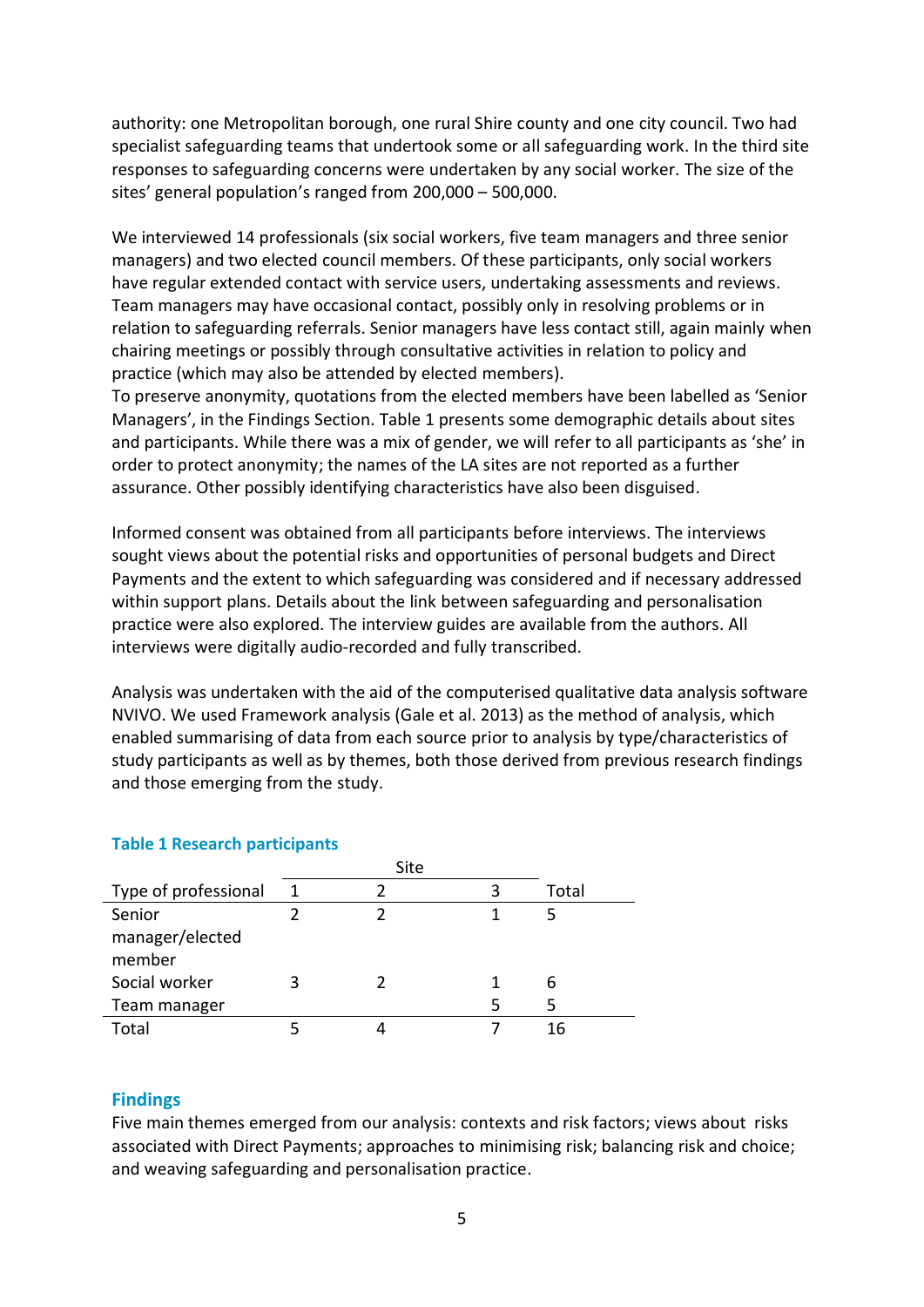authority: one Metropolitan borough, one rural Shire county and one city council. Two had specialist safeguarding teams that undertook some or all safeguarding work. In the third site responses to safeguarding concerns were undertaken by any social worker. The size of the sites' general population's ranged from 200,000 – 500,000.

We interviewed 14 professionals (six social workers, five team managers and three senior managers) and two elected council members. Of these participants, only social workers have regular extended contact with service users, undertaking assessments and reviews. Team managers may have occasional contact, possibly only in resolving problems or in relation to safeguarding referrals. Senior managers have less contact still, again mainly when chairing meetings or possibly through consultative activities in relation to policy and practice (which may also be attended by elected members).
To preserve anonymity, quotations from the elected members have been labelled as 'Senior Managers', in the Findings Section. Table 1 presents some demographic details about sites and participants. While there was a mix of gender, we will refer to all participants as 'she' in order to protect anonymity; the names of the LA sites are not reported as a further assurance. Other possibly identifying characteristics have also been disguised.

Informed consent was obtained from all participants before interviews. The interviews sought views about the potential risks and opportunities of personal budgets and Direct Payments and the extent to which safeguarding was considered and if necessary addressed within support plans. Details about the link between safeguarding and personalisation practice were also explored. The interview guides are available from the authors. All interviews were digitally audio-recorded and fully transcribed.

Analysis was undertaken with the aid of the computerised qualitative data analysis software NVIVO. We used Framework analysis (Gale et al. 2013) as the method of analysis, which enabled summarising of data from each source prior to analysis by type/characteristics of study participants as well as by themes, both those derived from previous research findings and those emerging from the study.

**Table 1 Research participants**

| | Site | | | |
|---|---|---|---|---|
| Type of professional | 1 | 2 | 3 | Total |
| Senior manager/elected member | 2 | 2 | 1 | 5 |
| Social worker | 3 | 2 | 1 | 6 |
| Team manager | | | 5 | 5 |
| Total | 5 | 4 | 7 | 16 |

## Findings

Five main themes emerged from our analysis: contexts and risk factors; views about risks associated with Direct Payments; approaches to minimising risk; balancing risk and choice; and weaving safeguarding and personalisation practice.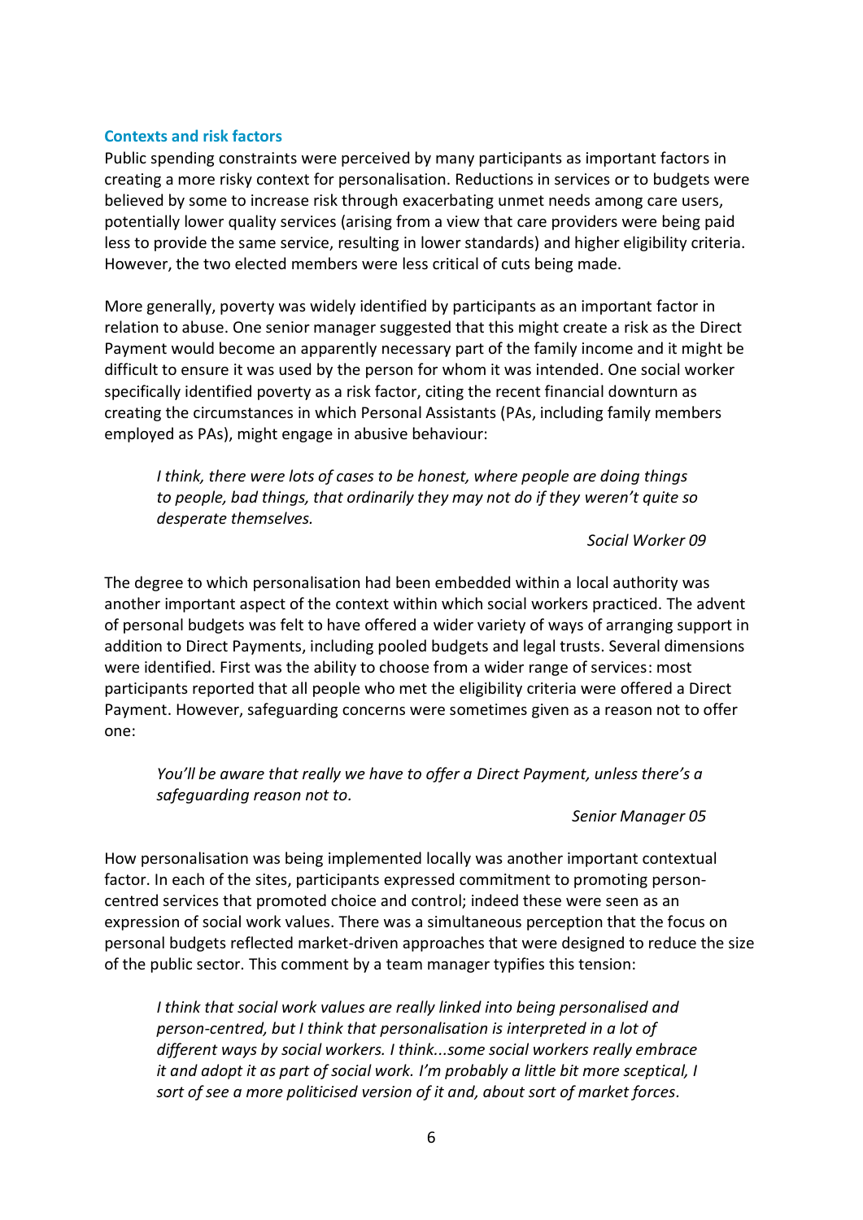### Contexts and risk factors

Public spending constraints were perceived by many participants as important factors in creating a more risky context for personalisation. Reductions in services or to budgets were believed by some to increase risk through exacerbating unmet needs among care users, potentially lower quality services (arising from a view that care providers were being paid less to provide the same service, resulting in lower standards) and higher eligibility criteria. However, the two elected members were less critical of cuts being made.

More generally, poverty was widely identified by participants as an important factor in relation to abuse. One senior manager suggested that this might create a risk as the Direct Payment would become an apparently necessary part of the family income and it might be difficult to ensure it was used by the person for whom it was intended. One social worker specifically identified poverty as a risk factor, citing the recent financial downturn as creating the circumstances in which Personal Assistants (PAs, including family members employed as PAs), might engage in abusive behaviour:

> *I think, there were lots of cases to be honest, where people are doing things to people, bad things, that ordinarily they may not do if they weren't quite so desperate themselves.*
>
> *Social Worker 09*

The degree to which personalisation had been embedded within a local authority was another important aspect of the context within which social workers practiced. The advent of personal budgets was felt to have offered a wider variety of ways of arranging support in addition to Direct Payments, including pooled budgets and legal trusts. Several dimensions were identified. First was the ability to choose from a wider range of services: most participants reported that all people who met the eligibility criteria were offered a Direct Payment. However, safeguarding concerns were sometimes given as a reason not to offer one:

> *You'll be aware that really we have to offer a Direct Payment, unless there's a safeguarding reason not to.*
>
> *Senior Manager 05*

How personalisation was being implemented locally was another important contextual factor. In each of the sites, participants expressed commitment to promoting person-centred services that promoted choice and control; indeed these were seen as an expression of social work values. There was a simultaneous perception that the focus on personal budgets reflected market-driven approaches that were designed to reduce the size of the public sector. This comment by a team manager typifies this tension:

> *I think that social work values are really linked into being personalised and person-centred, but I think that personalisation is interpreted in a lot of different ways by social workers. I think...some social workers really embrace it and adopt it as part of social work. I'm probably a little bit more sceptical, I sort of see a more politicised version of it and, about sort of market forces.*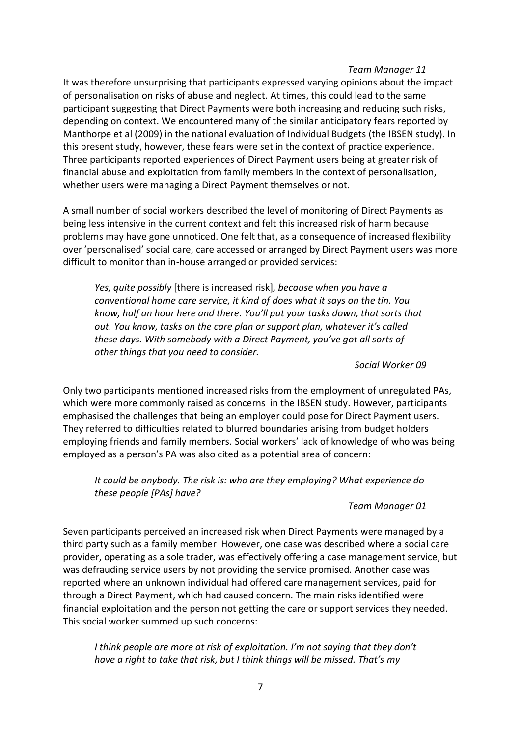*Team Manager 11*

It was therefore unsurprising that participants expressed varying opinions about the impact of personalisation on risks of abuse and neglect. At times, this could lead to the same participant suggesting that Direct Payments were both increasing and reducing such risks, depending on context. We encountered many of the similar anticipatory fears reported by Manthorpe et al (2009) in the national evaluation of Individual Budgets (the IBSEN study). In this present study, however, these fears were set in the context of practice experience. Three participants reported experiences of Direct Payment users being at greater risk of financial abuse and exploitation from family members in the context of personalisation, whether users were managing a Direct Payment themselves or not.

A small number of social workers described the level of monitoring of Direct Payments as being less intensive in the current context and felt this increased risk of harm because problems may have gone unnoticed. One felt that, as a consequence of increased flexibility over 'personalised' social care, care accessed or arranged by Direct Payment users was more difficult to monitor than in-house arranged or provided services:

> *Yes, quite possibly* [there is increased risk]*, because when you have a conventional home care service, it kind of does what it says on the tin. You know, half an hour here and there. You'll put your tasks down, that sorts that out. You know, tasks on the care plan or support plan, whatever it's called these days. With somebody with a Direct Payment, you've got all sorts of other things that you need to consider.*
>
> *Social Worker 09*

Only two participants mentioned increased risks from the employment of unregulated PAs, which were more commonly raised as concerns in the IBSEN study. However, participants emphasised the challenges that being an employer could pose for Direct Payment users. They referred to difficulties related to blurred boundaries arising from budget holders employing friends and family members. Social workers' lack of knowledge of who was being employed as a person's PA was also cited as a potential area of concern:

> *It could be anybody. The risk is: who are they employing? What experience do these people [PAs] have?*
>
> *Team Manager 01*

Seven participants perceived an increased risk when Direct Payments were managed by a third party such as a family member However, one case was described where a social care provider, operating as a sole trader, was effectively offering a case management service, but was defrauding service users by not providing the service promised. Another case was reported where an unknown individual had offered care management services, paid for through a Direct Payment, which had caused concern. The main risks identified were financial exploitation and the person not getting the care or support services they needed. This social worker summed up such concerns:

> *I think people are more at risk of exploitation. I'm not saying that they don't have a right to take that risk, but I think things will be missed. That's my*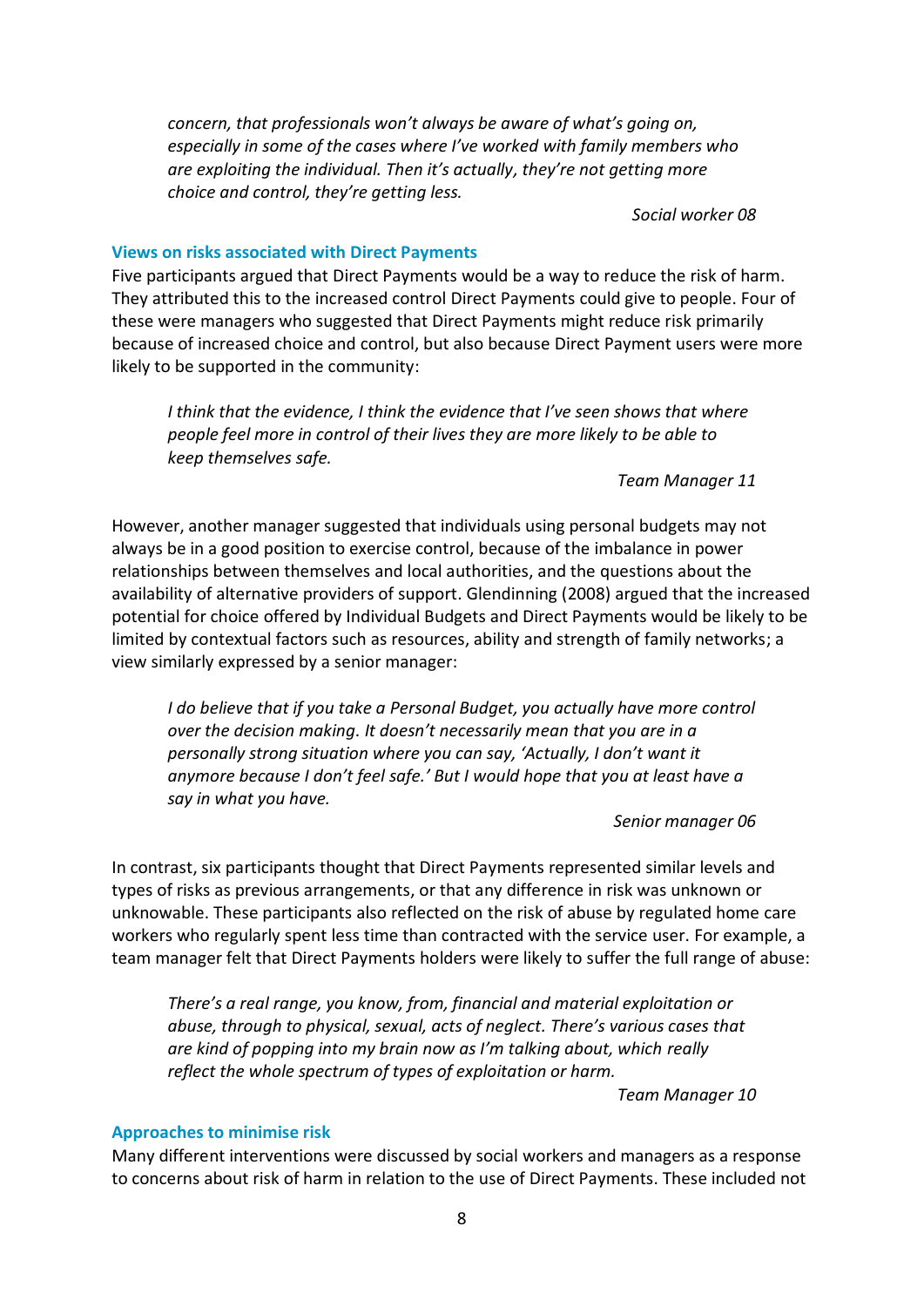*concern, that professionals won't always be aware of what's going on, especially in some of the cases where I've worked with family members who are exploiting the individual. Then it's actually, they're not getting more choice and control, they're getting less.*

*Social worker 08*

### Views on risks associated with Direct Payments

Five participants argued that Direct Payments would be a way to reduce the risk of harm. They attributed this to the increased control Direct Payments could give to people. Four of these were managers who suggested that Direct Payments might reduce risk primarily because of increased choice and control, but also because Direct Payment users were more likely to be supported in the community:

> *I think that the evidence, I think the evidence that I've seen shows that where people feel more in control of their lives they are more likely to be able to keep themselves safe.*
>
> *Team Manager 11*

However, another manager suggested that individuals using personal budgets may not always be in a good position to exercise control, because of the imbalance in power relationships between themselves and local authorities, and the questions about the availability of alternative providers of support. Glendinning (2008) argued that the increased potential for choice offered by Individual Budgets and Direct Payments would be likely to be limited by contextual factors such as resources, ability and strength of family networks; a view similarly expressed by a senior manager:

> *I do believe that if you take a Personal Budget, you actually have more control over the decision making. It doesn't necessarily mean that you are in a personally strong situation where you can say, 'Actually, I don't want it anymore because I don't feel safe.' But I would hope that you at least have a say in what you have.*
>
> *Senior manager 06*

In contrast, six participants thought that Direct Payments represented similar levels and types of risks as previous arrangements, or that any difference in risk was unknown or unknowable. These participants also reflected on the risk of abuse by regulated home care workers who regularly spent less time than contracted with the service user. For example, a team manager felt that Direct Payments holders were likely to suffer the full range of abuse:

> *There's a real range, you know, from, financial and material exploitation or abuse, through to physical, sexual, acts of neglect. There's various cases that are kind of popping into my brain now as I'm talking about, which really reflect the whole spectrum of types of exploitation or harm.*
>
> *Team Manager 10*

### Approaches to minimise risk

Many different interventions were discussed by social workers and managers as a response to concerns about risk of harm in relation to the use of Direct Payments. These included not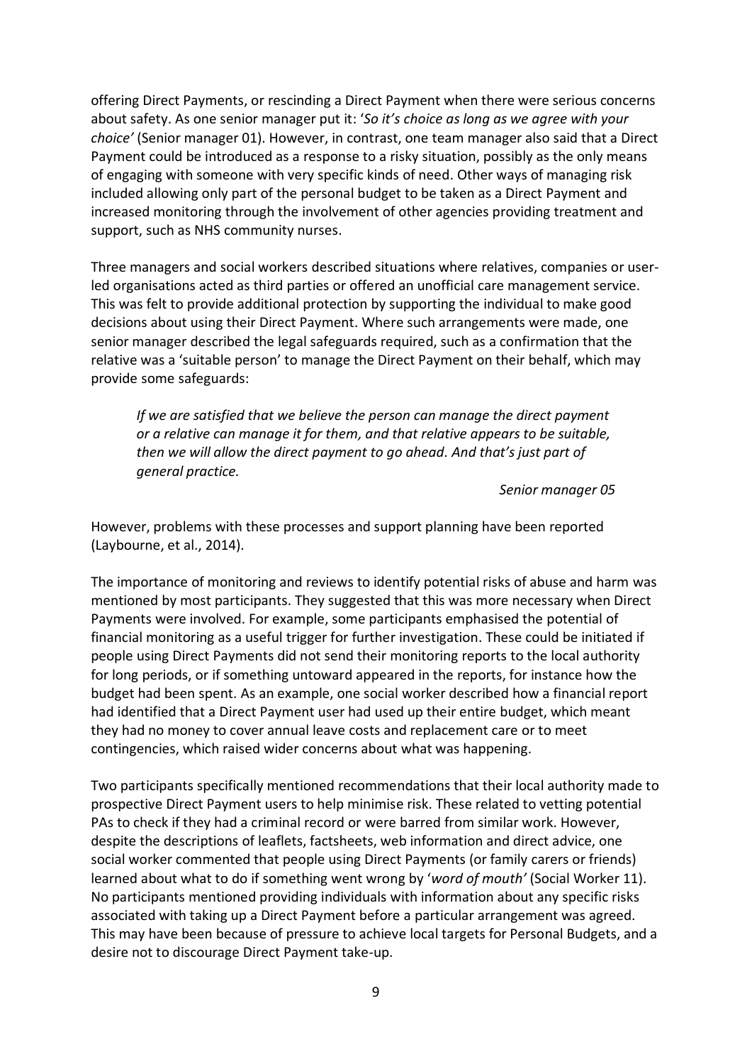offering Direct Payments, or rescinding a Direct Payment when there were serious concerns about safety. As one senior manager put it: '*So it's choice as long as we agree with your choice'* (Senior manager 01). However, in contrast, one team manager also said that a Direct Payment could be introduced as a response to a risky situation, possibly as the only means of engaging with someone with very specific kinds of need. Other ways of managing risk included allowing only part of the personal budget to be taken as a Direct Payment and increased monitoring through the involvement of other agencies providing treatment and support, such as NHS community nurses.

Three managers and social workers described situations where relatives, companies or user-led organisations acted as third parties or offered an unofficial care management service. This was felt to provide additional protection by supporting the individual to make good decisions about using their Direct Payment. Where such arrangements were made, one senior manager described the legal safeguards required, such as a confirmation that the relative was a 'suitable person' to manage the Direct Payment on their behalf, which may provide some safeguards:

> *If we are satisfied that we believe the person can manage the direct payment or a relative can manage it for them, and that relative appears to be suitable, then we will allow the direct payment to go ahead. And that's just part of general practice.*
>
> *Senior manager 05*

However, problems with these processes and support planning have been reported (Laybourne, et al., 2014).

The importance of monitoring and reviews to identify potential risks of abuse and harm was mentioned by most participants. They suggested that this was more necessary when Direct Payments were involved. For example, some participants emphasised the potential of financial monitoring as a useful trigger for further investigation. These could be initiated if people using Direct Payments did not send their monitoring reports to the local authority for long periods, or if something untoward appeared in the reports, for instance how the budget had been spent. As an example, one social worker described how a financial report had identified that a Direct Payment user had used up their entire budget, which meant they had no money to cover annual leave costs and replacement care or to meet contingencies, which raised wider concerns about what was happening.

Two participants specifically mentioned recommendations that their local authority made to prospective Direct Payment users to help minimise risk. These related to vetting potential PAs to check if they had a criminal record or were barred from similar work. However, despite the descriptions of leaflets, factsheets, web information and direct advice, one social worker commented that people using Direct Payments (or family carers or friends) learned about what to do if something went wrong by '*word of mouth'* (Social Worker 11). No participants mentioned providing individuals with information about any specific risks associated with taking up a Direct Payment before a particular arrangement was agreed. This may have been because of pressure to achieve local targets for Personal Budgets, and a desire not to discourage Direct Payment take-up.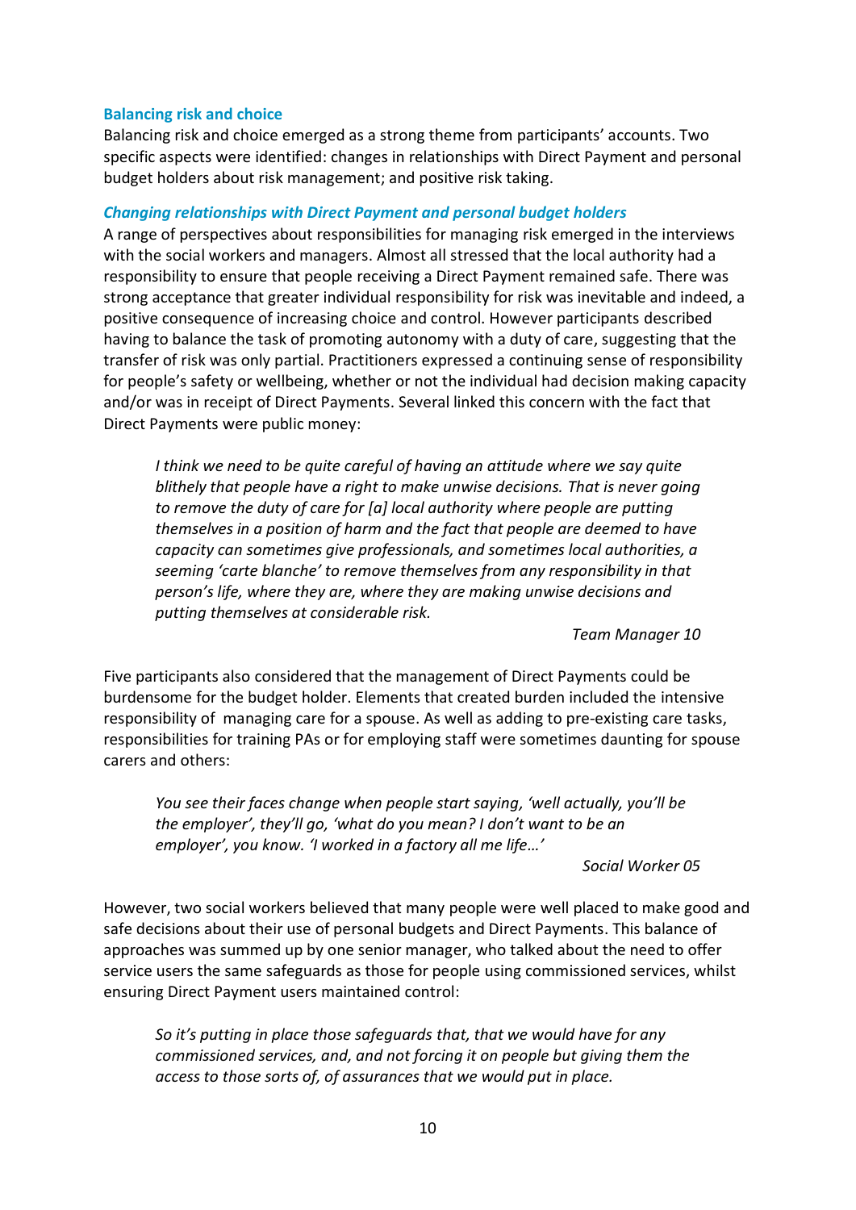### Balancing risk and choice

Balancing risk and choice emerged as a strong theme from participants' accounts. Two specific aspects were identified: changes in relationships with Direct Payment and personal budget holders about risk management; and positive risk taking.

#### *Changing relationships with Direct Payment and personal budget holders*

A range of perspectives about responsibilities for managing risk emerged in the interviews with the social workers and managers. Almost all stressed that the local authority had a responsibility to ensure that people receiving a Direct Payment remained safe. There was strong acceptance that greater individual responsibility for risk was inevitable and indeed, a positive consequence of increasing choice and control. However participants described having to balance the task of promoting autonomy with a duty of care, suggesting that the transfer of risk was only partial. Practitioners expressed a continuing sense of responsibility for people's safety or wellbeing, whether or not the individual had decision making capacity and/or was in receipt of Direct Payments. Several linked this concern with the fact that Direct Payments were public money:

> *I think we need to be quite careful of having an attitude where we say quite blithely that people have a right to make unwise decisions. That is never going to remove the duty of care for [a] local authority where people are putting themselves in a position of harm and the fact that people are deemed to have capacity can sometimes give professionals, and sometimes local authorities, a seeming 'carte blanche' to remove themselves from any responsibility in that person's life, where they are, where they are making unwise decisions and putting themselves at considerable risk.*
>
> *Team Manager 10*

Five participants also considered that the management of Direct Payments could be burdensome for the budget holder. Elements that created burden included the intensive responsibility of managing care for a spouse. As well as adding to pre-existing care tasks, responsibilities for training PAs or for employing staff were sometimes daunting for spouse carers and others:

> *You see their faces change when people start saying, 'well actually, you'll be the employer', they'll go, 'what do you mean? I don't want to be an employer', you know. 'I worked in a factory all me life…'*
>
> *Social Worker 05*

However, two social workers believed that many people were well placed to make good and safe decisions about their use of personal budgets and Direct Payments. This balance of approaches was summed up by one senior manager, who talked about the need to offer service users the same safeguards as those for people using commissioned services, whilst ensuring Direct Payment users maintained control:

> *So it's putting in place those safeguards that, that we would have for any commissioned services, and, and not forcing it on people but giving them the access to those sorts of, of assurances that we would put in place.*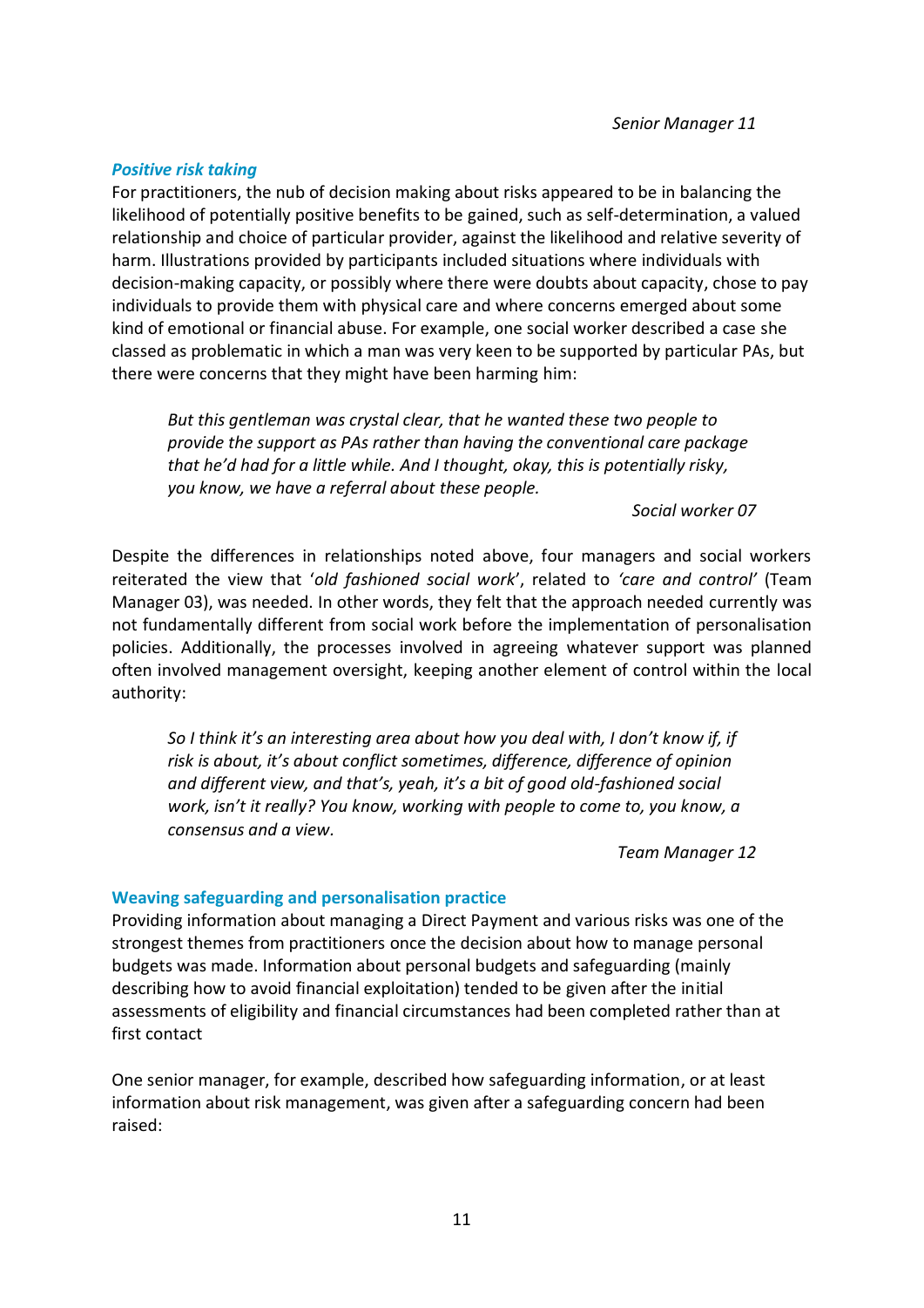*Senior Manager 11*

### *Positive risk taking*

For practitioners, the nub of decision making about risks appeared to be in balancing the likelihood of potentially positive benefits to be gained, such as self-determination, a valued relationship and choice of particular provider, against the likelihood and relative severity of harm. Illustrations provided by participants included situations where individuals with decision-making capacity, or possibly where there were doubts about capacity, chose to pay individuals to provide them with physical care and where concerns emerged about some kind of emotional or financial abuse. For example, one social worker described a case she classed as problematic in which a man was very keen to be supported by particular PAs, but there were concerns that they might have been harming him:

> *But this gentleman was crystal clear, that he wanted these two people to provide the support as PAs rather than having the conventional care package that he'd had for a little while. And I thought, okay, this is potentially risky, you know, we have a referral about these people.*
>
> *Social worker 07*

Despite the differences in relationships noted above, four managers and social workers reiterated the view that '*old fashioned social work*', related to *'care and control'* (Team Manager 03), was needed. In other words, they felt that the approach needed currently was not fundamentally different from social work before the implementation of personalisation policies. Additionally, the processes involved in agreeing whatever support was planned often involved management oversight, keeping another element of control within the local authority:

> *So I think it's an interesting area about how you deal with, I don't know if, if risk is about, it's about conflict sometimes, difference, difference of opinion and different view, and that's, yeah, it's a bit of good old-fashioned social work, isn't it really? You know, working with people to come to, you know, a consensus and a view.*
>
> *Team Manager 12*

### Weaving safeguarding and personalisation practice

Providing information about managing a Direct Payment and various risks was one of the strongest themes from practitioners once the decision about how to manage personal budgets was made. Information about personal budgets and safeguarding (mainly describing how to avoid financial exploitation) tended to be given after the initial assessments of eligibility and financial circumstances had been completed rather than at first contact

One senior manager, for example, described how safeguarding information, or at least information about risk management, was given after a safeguarding concern had been raised: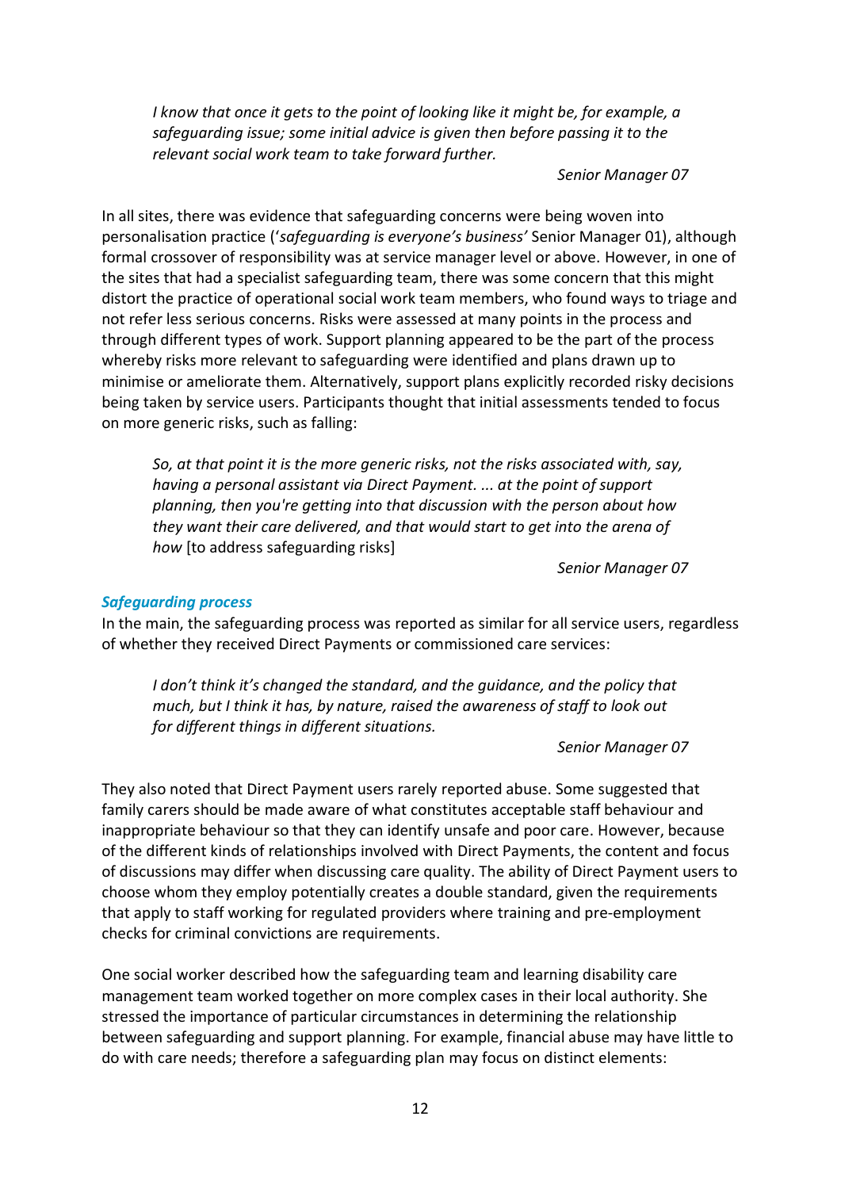> *I know that once it gets to the point of looking like it might be, for example, a safeguarding issue; some initial advice is given then before passing it to the relevant social work team to take forward further.*
>
> *Senior Manager 07*

In all sites, there was evidence that safeguarding concerns were being woven into personalisation practice ('*safeguarding is everyone's business'* Senior Manager 01), although formal crossover of responsibility was at service manager level or above. However, in one of the sites that had a specialist safeguarding team, there was some concern that this might distort the practice of operational social work team members, who found ways to triage and not refer less serious concerns. Risks were assessed at many points in the process and through different types of work. Support planning appeared to be the part of the process whereby risks more relevant to safeguarding were identified and plans drawn up to minimise or ameliorate them. Alternatively, support plans explicitly recorded risky decisions being taken by service users. Participants thought that initial assessments tended to focus on more generic risks, such as falling:

> *So, at that point it is the more generic risks, not the risks associated with, say, having a personal assistant via Direct Payment. ... at the point of support planning, then you're getting into that discussion with the person about how they want their care delivered, and that would start to get into the arena of how* [to address safeguarding risks]
>
> *Senior Manager 07*

### *Safeguarding process*

In the main, the safeguarding process was reported as similar for all service users, regardless of whether they received Direct Payments or commissioned care services:

> *I don't think it's changed the standard, and the guidance, and the policy that much, but I think it has, by nature, raised the awareness of staff to look out for different things in different situations.*
>
> *Senior Manager 07*

They also noted that Direct Payment users rarely reported abuse. Some suggested that family carers should be made aware of what constitutes acceptable staff behaviour and inappropriate behaviour so that they can identify unsafe and poor care. However, because of the different kinds of relationships involved with Direct Payments, the content and focus of discussions may differ when discussing care quality. The ability of Direct Payment users to choose whom they employ potentially creates a double standard, given the requirements that apply to staff working for regulated providers where training and pre-employment checks for criminal convictions are requirements.

One social worker described how the safeguarding team and learning disability care management team worked together on more complex cases in their local authority. She stressed the importance of particular circumstances in determining the relationship between safeguarding and support planning. For example, financial abuse may have little to do with care needs; therefore a safeguarding plan may focus on distinct elements: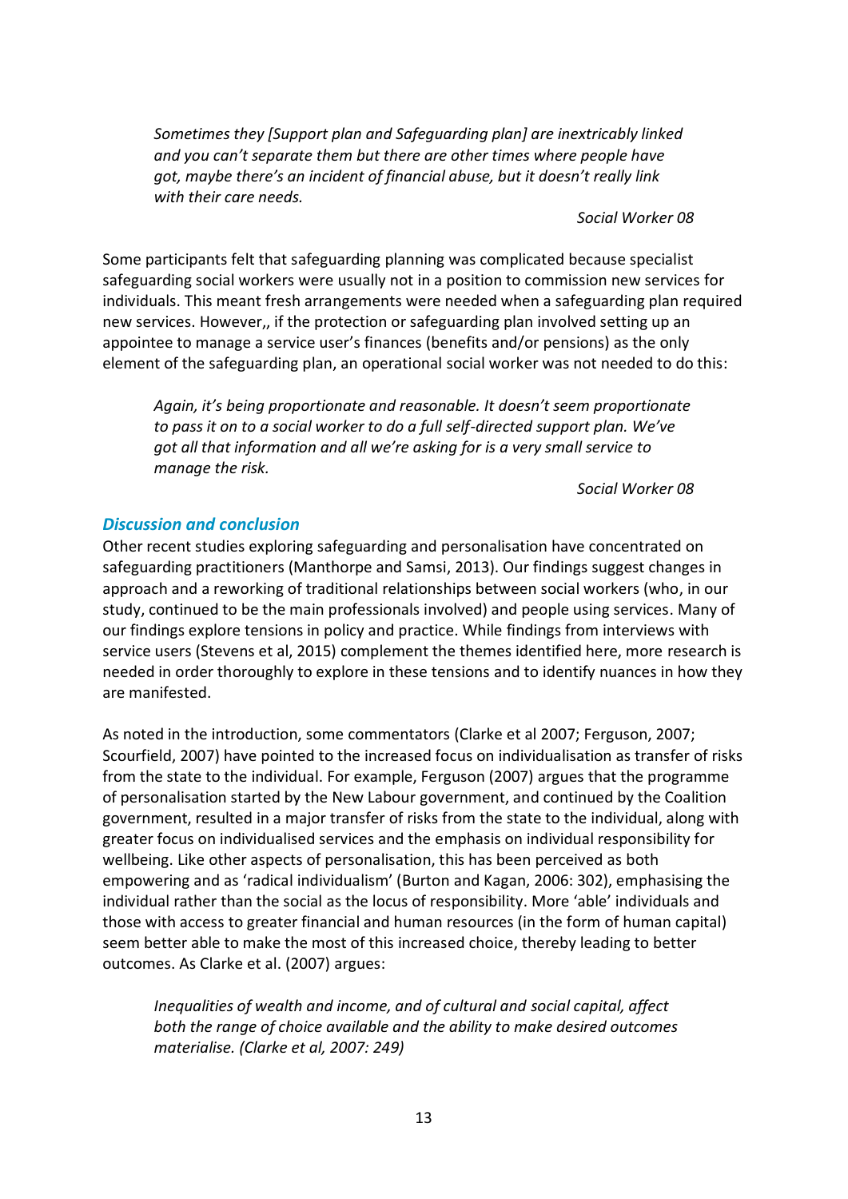> *Sometimes they [Support plan and Safeguarding plan] are inextricably linked and you can't separate them but there are other times where people have got, maybe there's an incident of financial abuse, but it doesn't really link with their care needs.*
>
> *Social Worker 08*

Some participants felt that safeguarding planning was complicated because specialist safeguarding social workers were usually not in a position to commission new services for individuals. This meant fresh arrangements were needed when a safeguarding plan required new services. However,, if the protection or safeguarding plan involved setting up an appointee to manage a service user's finances (benefits and/or pensions) as the only element of the safeguarding plan, an operational social worker was not needed to do this:

> *Again, it's being proportionate and reasonable. It doesn't seem proportionate to pass it on to a social worker to do a full self-directed support plan. We've got all that information and all we're asking for is a very small service to manage the risk.*
>
> *Social Worker 08*

### *Discussion and conclusion*

Other recent studies exploring safeguarding and personalisation have concentrated on safeguarding practitioners (Manthorpe and Samsi, 2013). Our findings suggest changes in approach and a reworking of traditional relationships between social workers (who, in our study, continued to be the main professionals involved) and people using services. Many of our findings explore tensions in policy and practice. While findings from interviews with service users (Stevens et al, 2015) complement the themes identified here, more research is needed in order thoroughly to explore in these tensions and to identify nuances in how they are manifested.

As noted in the introduction, some commentators (Clarke et al 2007; Ferguson, 2007; Scourfield, 2007) have pointed to the increased focus on individualisation as transfer of risks from the state to the individual. For example, Ferguson (2007) argues that the programme of personalisation started by the New Labour government, and continued by the Coalition government, resulted in a major transfer of risks from the state to the individual, along with greater focus on individualised services and the emphasis on individual responsibility for wellbeing. Like other aspects of personalisation, this has been perceived as both empowering and as 'radical individualism' (Burton and Kagan, 2006: 302), emphasising the individual rather than the social as the locus of responsibility. More 'able' individuals and those with access to greater financial and human resources (in the form of human capital) seem better able to make the most of this increased choice, thereby leading to better outcomes. As Clarke et al. (2007) argues:

> *Inequalities of wealth and income, and of cultural and social capital, affect both the range of choice available and the ability to make desired outcomes materialise. (Clarke et al, 2007: 249)*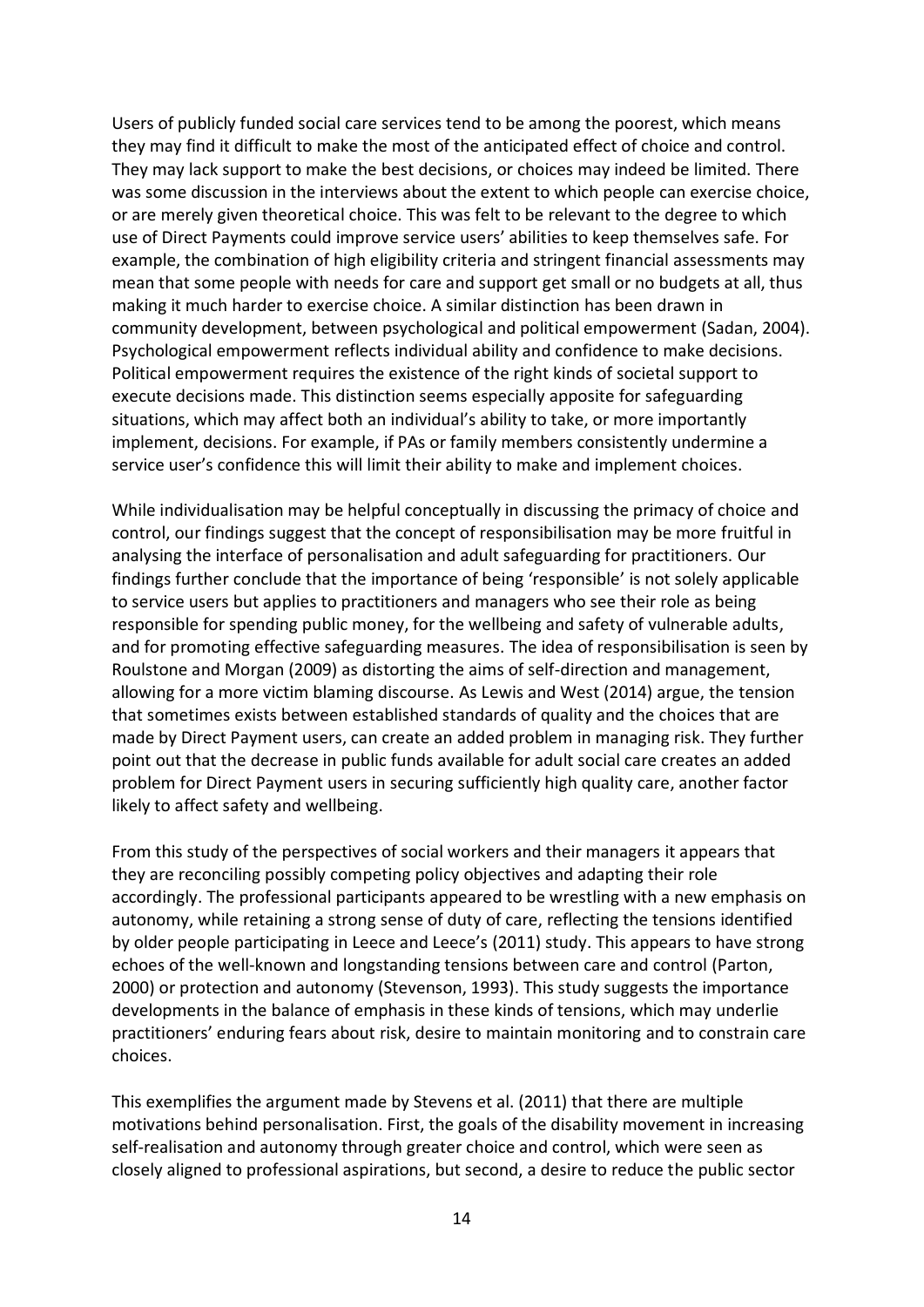Users of publicly funded social care services tend to be among the poorest, which means they may find it difficult to make the most of the anticipated effect of choice and control. They may lack support to make the best decisions, or choices may indeed be limited. There was some discussion in the interviews about the extent to which people can exercise choice, or are merely given theoretical choice. This was felt to be relevant to the degree to which use of Direct Payments could improve service users' abilities to keep themselves safe. For example, the combination of high eligibility criteria and stringent financial assessments may mean that some people with needs for care and support get small or no budgets at all, thus making it much harder to exercise choice. A similar distinction has been drawn in community development, between psychological and political empowerment (Sadan, 2004). Psychological empowerment reflects individual ability and confidence to make decisions. Political empowerment requires the existence of the right kinds of societal support to execute decisions made. This distinction seems especially apposite for safeguarding situations, which may affect both an individual's ability to take, or more importantly implement, decisions. For example, if PAs or family members consistently undermine a service user's confidence this will limit their ability to make and implement choices.

While individualisation may be helpful conceptually in discussing the primacy of choice and control, our findings suggest that the concept of responsibilisation may be more fruitful in analysing the interface of personalisation and adult safeguarding for practitioners. Our findings further conclude that the importance of being 'responsible' is not solely applicable to service users but applies to practitioners and managers who see their role as being responsible for spending public money, for the wellbeing and safety of vulnerable adults, and for promoting effective safeguarding measures. The idea of responsibilisation is seen by Roulstone and Morgan (2009) as distorting the aims of self-direction and management, allowing for a more victim blaming discourse. As Lewis and West (2014) argue, the tension that sometimes exists between established standards of quality and the choices that are made by Direct Payment users, can create an added problem in managing risk. They further point out that the decrease in public funds available for adult social care creates an added problem for Direct Payment users in securing sufficiently high quality care, another factor likely to affect safety and wellbeing.

From this study of the perspectives of social workers and their managers it appears that they are reconciling possibly competing policy objectives and adapting their role accordingly. The professional participants appeared to be wrestling with a new emphasis on autonomy, while retaining a strong sense of duty of care, reflecting the tensions identified by older people participating in Leece and Leece's (2011) study. This appears to have strong echoes of the well-known and longstanding tensions between care and control (Parton, 2000) or protection and autonomy (Stevenson, 1993). This study suggests the importance developments in the balance of emphasis in these kinds of tensions, which may underlie practitioners' enduring fears about risk, desire to maintain monitoring and to constrain care choices.

This exemplifies the argument made by Stevens et al. (2011) that there are multiple motivations behind personalisation. First, the goals of the disability movement in increasing self-realisation and autonomy through greater choice and control, which were seen as closely aligned to professional aspirations, but second, a desire to reduce the public sector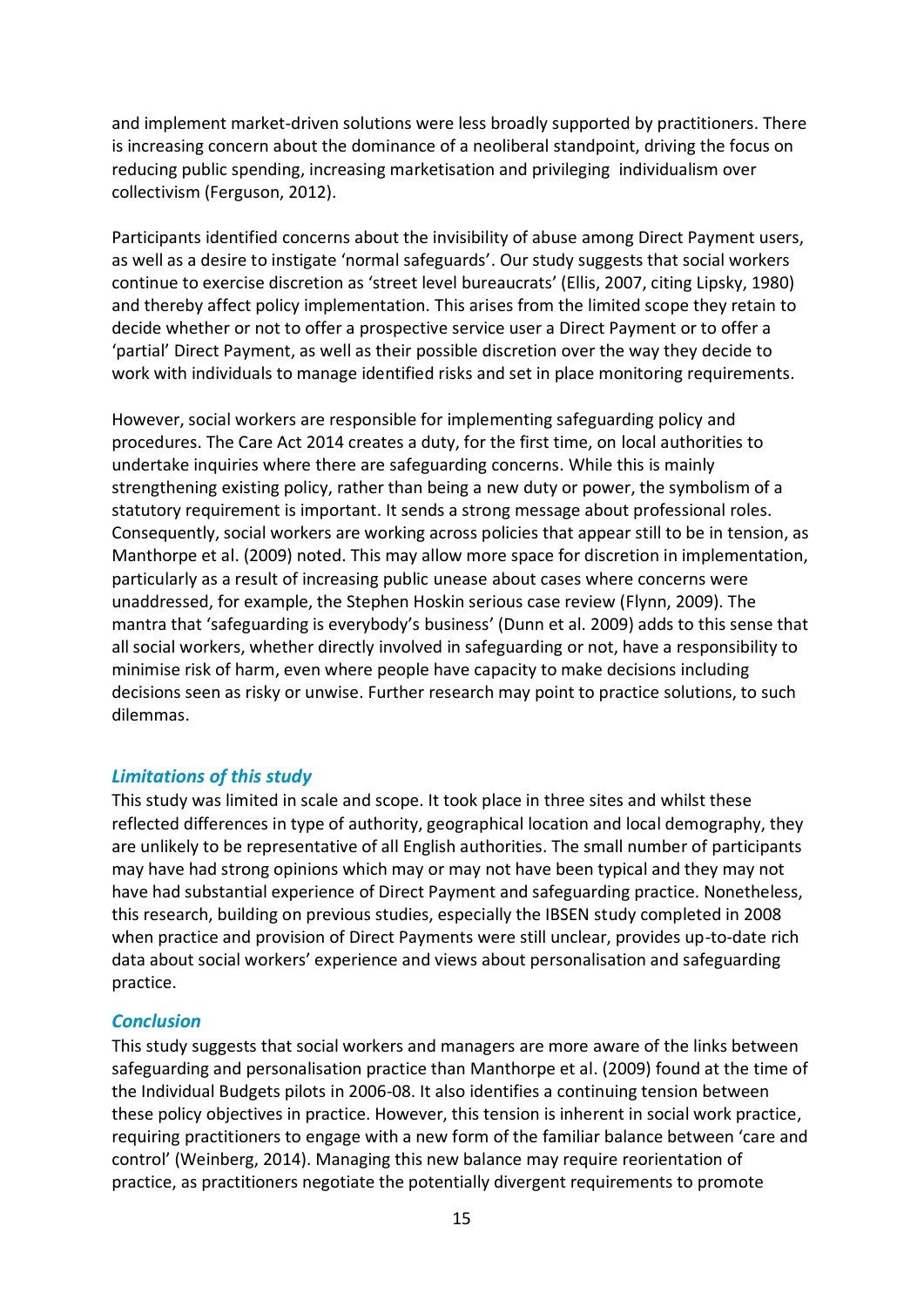and implement market-driven solutions were less broadly supported by practitioners. There is increasing concern about the dominance of a neoliberal standpoint, driving the focus on reducing public spending, increasing marketisation and privileging individualism over collectivism (Ferguson, 2012).

Participants identified concerns about the invisibility of abuse among Direct Payment users, as well as a desire to instigate 'normal safeguards'. Our study suggests that social workers continue to exercise discretion as 'street level bureaucrats' (Ellis, 2007, citing Lipsky, 1980) and thereby affect policy implementation. This arises from the limited scope they retain to decide whether or not to offer a prospective service user a Direct Payment or to offer a 'partial' Direct Payment, as well as their possible discretion over the way they decide to work with individuals to manage identified risks and set in place monitoring requirements.

However, social workers are responsible for implementing safeguarding policy and procedures. The Care Act 2014 creates a duty, for the first time, on local authorities to undertake inquiries where there are safeguarding concerns. While this is mainly strengthening existing policy, rather than being a new duty or power, the symbolism of a statutory requirement is important. It sends a strong message about professional roles. Consequently, social workers are working across policies that appear still to be in tension, as Manthorpe et al. (2009) noted. This may allow more space for discretion in implementation, particularly as a result of increasing public unease about cases where concerns were unaddressed, for example, the Stephen Hoskin serious case review (Flynn, 2009). The mantra that 'safeguarding is everybody's business' (Dunn et al. 2009) adds to this sense that all social workers, whether directly involved in safeguarding or not, have a responsibility to minimise risk of harm, even where people have capacity to make decisions including decisions seen as risky or unwise. Further research may point to practice solutions, to such dilemmas.

### *Limitations of this study*

This study was limited in scale and scope. It took place in three sites and whilst these reflected differences in type of authority, geographical location and local demography, they are unlikely to be representative of all English authorities. The small number of participants may have had strong opinions which may or may not have been typical and they may not have had substantial experience of Direct Payment and safeguarding practice. Nonetheless, this research, building on previous studies, especially the IBSEN study completed in 2008 when practice and provision of Direct Payments were still unclear, provides up-to-date rich data about social workers' experience and views about personalisation and safeguarding practice.

### *Conclusion*

This study suggests that social workers and managers are more aware of the links between safeguarding and personalisation practice than Manthorpe et al. (2009) found at the time of the Individual Budgets pilots in 2006-08. It also identifies a continuing tension between these policy objectives in practice. However, this tension is inherent in social work practice, requiring practitioners to engage with a new form of the familiar balance between 'care and control' (Weinberg, 2014). Managing this new balance may require reorientation of practice, as practitioners negotiate the potentially divergent requirements to promote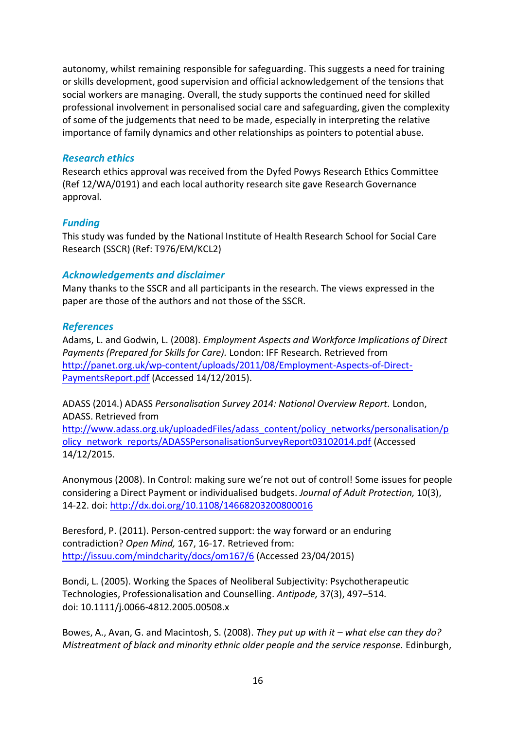autonomy, whilst remaining responsible for safeguarding. This suggests a need for training or skills development, good supervision and official acknowledgement of the tensions that social workers are managing. Overall, the study supports the continued need for skilled professional involvement in personalised social care and safeguarding, given the complexity of some of the judgements that need to be made, especially in interpreting the relative importance of family dynamics and other relationships as pointers to potential abuse.

### *Research ethics*

Research ethics approval was received from the Dyfed Powys Research Ethics Committee (Ref 12/WA/0191) and each local authority research site gave Research Governance approval.

### *Funding*

This study was funded by the National Institute of Health Research School for Social Care Research (SSCR) (Ref: T976/EM/KCL2)

### *Acknowledgements and disclaimer*

Many thanks to the SSCR and all participants in the research. The views expressed in the paper are those of the authors and not those of the SSCR.

### *References*

Adams, L. and Godwin, L. (2008). *Employment Aspects and Workforce Implications of Direct Payments (Prepared for Skills for Care).* London: IFF Research. Retrieved from http://panet.org.uk/wp-content/uploads/2011/08/Employment-Aspects-of-Direct-PaymentsReport.pdf (Accessed 14/12/2015).

ADASS (2014.) ADASS *Personalisation Survey 2014: National Overview Report.* London, ADASS. Retrieved from http://www.adass.org.uk/uploadedFiles/adass_content/policy_networks/personalisation/policy_network_reports/ADASSPersonalisationSurveyReport03102014.pdf (Accessed 14/12/2015.

Anonymous (2008). In Control: making sure we're not out of control! Some issues for people considering a Direct Payment or individualised budgets. *Journal of Adult Protection,* 10(3), 14-22. doi: http://dx.doi.org/10.1108/14668203200800016

Beresford, P. (2011). Person-centred support: the way forward or an enduring contradiction? *Open Mind,* 167, 16-17. Retrieved from: http://issuu.com/mindcharity/docs/om167/6 (Accessed 23/04/2015)

Bondi, L. (2005). Working the Spaces of Neoliberal Subjectivity: Psychotherapeutic Technologies, Professionalisation and Counselling. *Antipode,* 37(3), 497–514. doi: 10.1111/j.0066-4812.2005.00508.x

Bowes, A., Avan, G. and Macintosh, S. (2008). *They put up with it – what else can they do? Mistreatment of black and minority ethnic older people and the service response.* Edinburgh,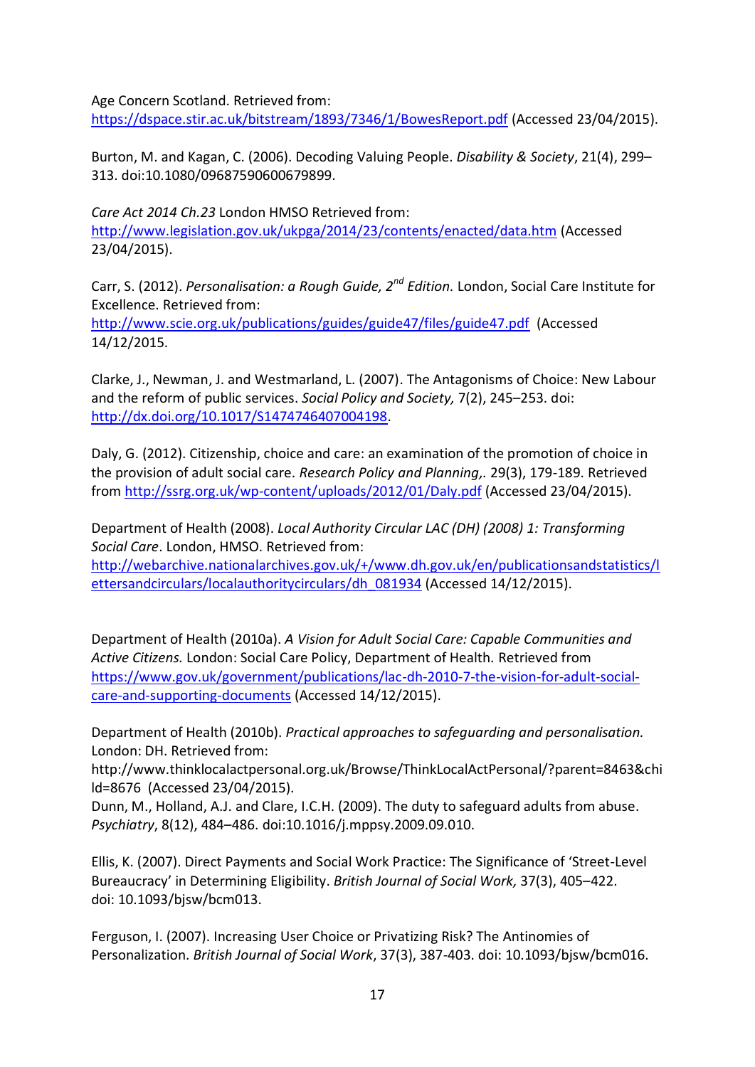Age Concern Scotland. Retrieved from: https://dspace.stir.ac.uk/bitstream/1893/7346/1/BowesReport.pdf (Accessed 23/04/2015).

Burton, M. and Kagan, C. (2006). Decoding Valuing People. *Disability & Society*, 21(4), 299–313. doi:10.1080/09687590600679899.

*Care Act 2014 Ch.23* London HMSO Retrieved from: http://www.legislation.gov.uk/ukpga/2014/23/contents/enacted/data.htm (Accessed 23/04/2015).

Carr, S. (2012). *Personalisation: a Rough Guide, 2nd Edition.* London, Social Care Institute for Excellence. Retrieved from: http://www.scie.org.uk/publications/guides/guide47/files/guide47.pdf (Accessed 14/12/2015.

Clarke, J., Newman, J. and Westmarland, L. (2007). The Antagonisms of Choice: New Labour and the reform of public services. *Social Policy and Society,* 7(2), 245–253. doi: http://dx.doi.org/10.1017/S1474746407004198.

Daly, G. (2012). Citizenship, choice and care: an examination of the promotion of choice in the provision of adult social care. *Research Policy and Planning,*. 29(3), 179-189. Retrieved from http://ssrg.org.uk/wp-content/uploads/2012/01/Daly.pdf (Accessed 23/04/2015).

Department of Health (2008). *Local Authority Circular LAC (DH) (2008) 1: Transforming Social Care*. London, HMSO. Retrieved from: http://webarchive.nationalarchives.gov.uk/+/www.dh.gov.uk/en/publicationsandstatistics/lettersandcirculars/localauthoritycirculars/dh_081934 (Accessed 14/12/2015).

Department of Health (2010a). *A Vision for Adult Social Care: Capable Communities and Active Citizens.* London: Social Care Policy, Department of Health. Retrieved from https://www.gov.uk/government/publications/lac-dh-2010-7-the-vision-for-adult-social-care-and-supporting-documents (Accessed 14/12/2015).

Department of Health (2010b). *Practical approaches to safeguarding and personalisation.* London: DH. Retrieved from: http://www.thinklocalactpersonal.org.uk/Browse/ThinkLocalActPersonal/?parent=8463&child=8676 (Accessed 23/04/2015).

Dunn, M., Holland, A.J. and Clare, I.C.H. (2009). The duty to safeguard adults from abuse. *Psychiatry*, 8(12), 484–486. doi:10.1016/j.mppsy.2009.09.010.

Ellis, K. (2007). Direct Payments and Social Work Practice: The Significance of 'Street-Level Bureaucracy' in Determining Eligibility. *British Journal of Social Work,* 37(3), 405–422. doi: 10.1093/bjsw/bcm013.

Ferguson, I. (2007). Increasing User Choice or Privatizing Risk? The Antinomies of Personalization. *British Journal of Social Work*, 37(3), 387-403. doi: 10.1093/bjsw/bcm016.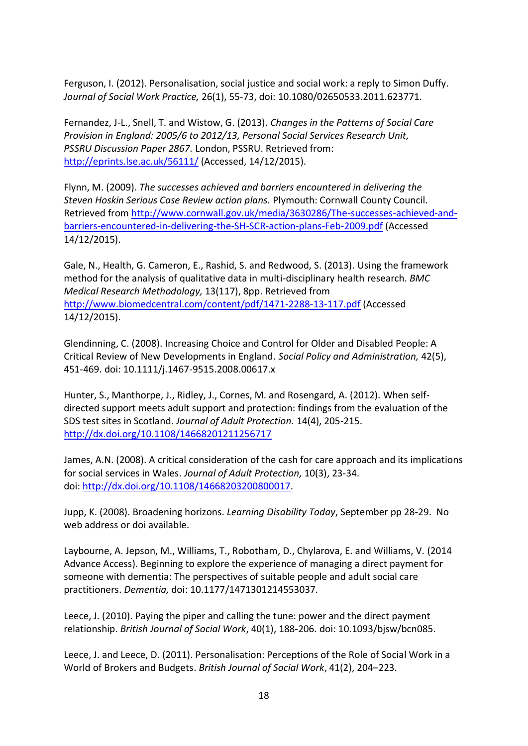Ferguson, I. (2012). Personalisation, social justice and social work: a reply to Simon Duffy. *Journal of Social Work Practice,* 26(1), 55-73, doi: 10.1080/02650533.2011.623771.

Fernandez, J-L., Snell, T. and Wistow, G. (2013). *Changes in the Patterns of Social Care Provision in England: 2005/6 to 2012/13, Personal Social Services Research Unit, PSSRU Discussion Paper 2867.* London, PSSRU. Retrieved from: http://eprints.lse.ac.uk/56111/ (Accessed, 14/12/2015).

Flynn, M. (2009). *The successes achieved and barriers encountered in delivering the Steven Hoskin Serious Case Review action plans.* Plymouth: Cornwall County Council. Retrieved from http://www.cornwall.gov.uk/media/3630286/The-successes-achieved-and-barriers-encountered-in-delivering-the-SH-SCR-action-plans-Feb-2009.pdf (Accessed 14/12/2015).

Gale, N., Health, G. Cameron, E., Rashid, S. and Redwood, S. (2013). Using the framework method for the analysis of qualitative data in multi-disciplinary health research. *BMC Medical Research Methodology,* 13(117), 8pp. Retrieved from http://www.biomedcentral.com/content/pdf/1471-2288-13-117.pdf (Accessed 14/12/2015).

Glendinning, C. (2008). Increasing Choice and Control for Older and Disabled People: A Critical Review of New Developments in England. *Social Policy and Administration,* 42(5), 451-469. doi: 10.1111/j.1467-9515.2008.00617.x

Hunter, S., Manthorpe, J., Ridley, J., Cornes, M. and Rosengard, A. (2012). When self-directed support meets adult support and protection: findings from the evaluation of the SDS test sites in Scotland. *Journal of Adult Protection.* 14(4), 205-215. http://dx.doi.org/10.1108/14668201211256717

James, A.N. (2008). A critical consideration of the cash for care approach and its implications for social services in Wales. *Journal of Adult Protection,* 10(3), 23-34. doi: http://dx.doi.org/10.1108/14668203200800017.

Jupp, K. (2008). Broadening horizons. *Learning Disability Today*, September pp 28-29. No web address or doi available.

Laybourne, A. Jepson, M., Williams, T., Robotham, D., Chylarova, E. and Williams, V. (2014 Advance Access). Beginning to explore the experience of managing a direct payment for someone with dementia: The perspectives of suitable people and adult social care practitioners. *Dementia,* doi: 10.1177/1471301214553037.

Leece, J. (2010). Paying the piper and calling the tune: power and the direct payment relationship. *British Journal of Social Work*, 40(1), 188-206. doi: 10.1093/bjsw/bcn085.

Leece, J. and Leece, D. (2011). Personalisation: Perceptions of the Role of Social Work in a World of Brokers and Budgets. *British Journal of Social Work*, 41(2), 204–223.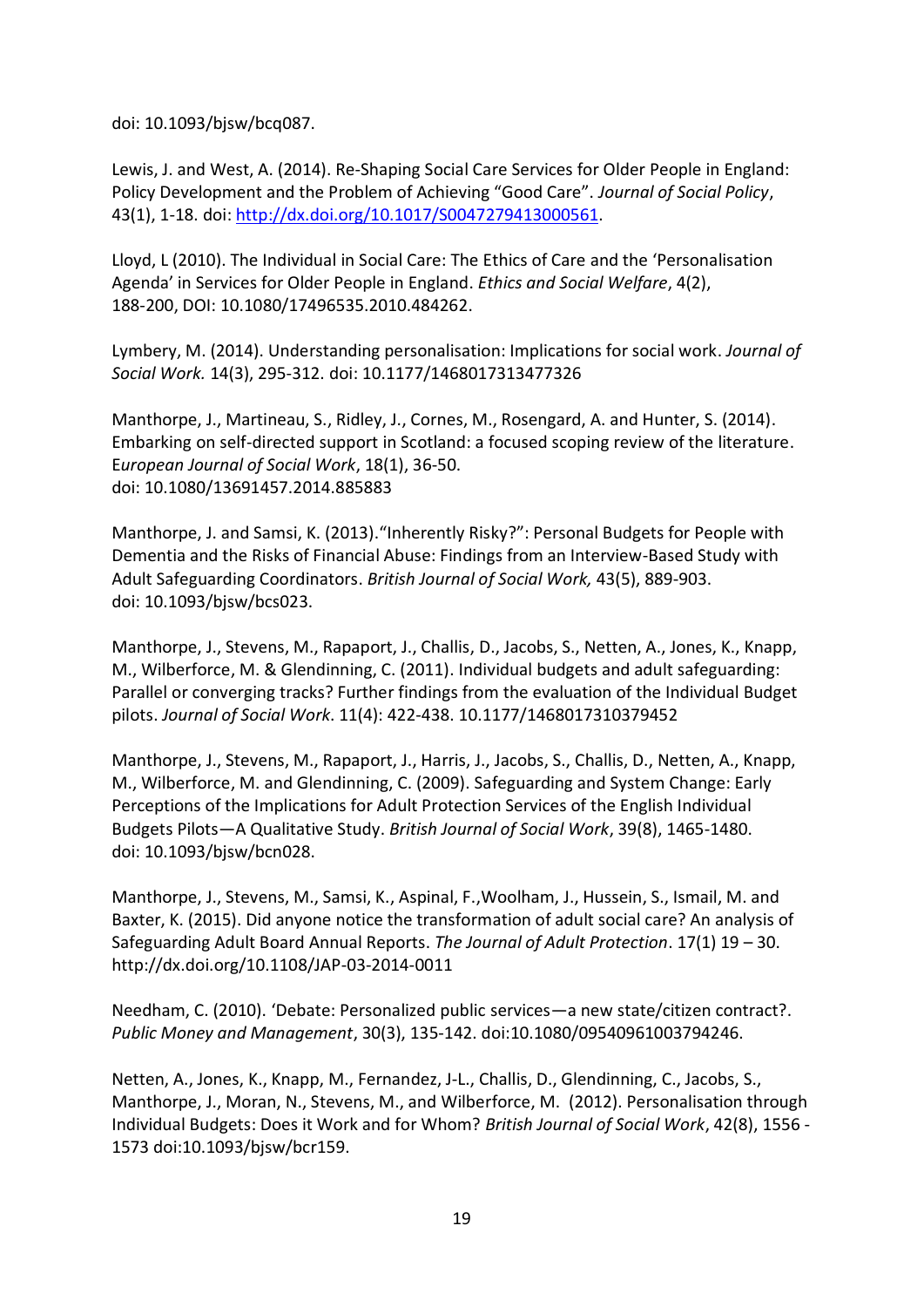doi: 10.1093/bjsw/bcq087.

Lewis, J. and West, A. (2014). Re-Shaping Social Care Services for Older People in England: Policy Development and the Problem of Achieving "Good Care". *Journal of Social Policy*, 43(1), 1-18. doi: http://dx.doi.org/10.1017/S0047279413000561.

Lloyd, L (2010). The Individual in Social Care: The Ethics of Care and the 'Personalisation Agenda' in Services for Older People in England. *Ethics and Social Welfare*, 4(2), 188-200, DOI: 10.1080/17496535.2010.484262.

Lymbery, M. (2014). Understanding personalisation: Implications for social work. *Journal of Social Work.* 14(3), 295-312. doi: 10.1177/1468017313477326

Manthorpe, J., Martineau, S., Ridley, J., Cornes, M., Rosengard, A. and Hunter, S. (2014). Embarking on self-directed support in Scotland: a focused scoping review of the literature. *European Journal of Social Work*, 18(1), 36-50. doi: 10.1080/13691457.2014.885883

Manthorpe, J. and Samsi, K. (2013)."Inherently Risky?": Personal Budgets for People with Dementia and the Risks of Financial Abuse: Findings from an Interview-Based Study with Adult Safeguarding Coordinators. *British Journal of Social Work,* 43(5), 889-903. doi: 10.1093/bjsw/bcs023.

Manthorpe, J., Stevens, M., Rapaport, J., Challis, D., Jacobs, S., Netten, A., Jones, K., Knapp, M., Wilberforce, M. & Glendinning, C. (2011). Individual budgets and adult safeguarding: Parallel or converging tracks? Further findings from the evaluation of the Individual Budget pilots. *Journal of Social Work*. 11(4): 422-438. 10.1177/1468017310379452

Manthorpe, J., Stevens, M., Rapaport, J., Harris, J., Jacobs, S., Challis, D., Netten, A., Knapp, M., Wilberforce, M. and Glendinning, C. (2009). Safeguarding and System Change: Early Perceptions of the Implications for Adult Protection Services of the English Individual Budgets Pilots—A Qualitative Study. *British Journal of Social Work*, 39(8), 1465-1480. doi: 10.1093/bjsw/bcn028.

Manthorpe, J., Stevens, M., Samsi, K., Aspinal, F.,Woolham, J., Hussein, S., Ismail, M. and Baxter, K. (2015). Did anyone notice the transformation of adult social care? An analysis of Safeguarding Adult Board Annual Reports. *The Journal of Adult Protection*. 17(1) 19 – 30. http://dx.doi.org/10.1108/JAP-03-2014-0011

Needham, C. (2010). 'Debate: Personalized public services—a new state/citizen contract?. *Public Money and Management*, 30(3), 135-142. doi:10.1080/09540961003794246.

Netten, A., Jones, K., Knapp, M., Fernandez, J-L., Challis, D., Glendinning, C., Jacobs, S., Manthorpe, J., Moran, N., Stevens, M., and Wilberforce, M. (2012). Personalisation through Individual Budgets: Does it Work and for Whom? *British Journal of Social Work*, 42(8), 1556 - 1573 doi:10.1093/bjsw/bcr159.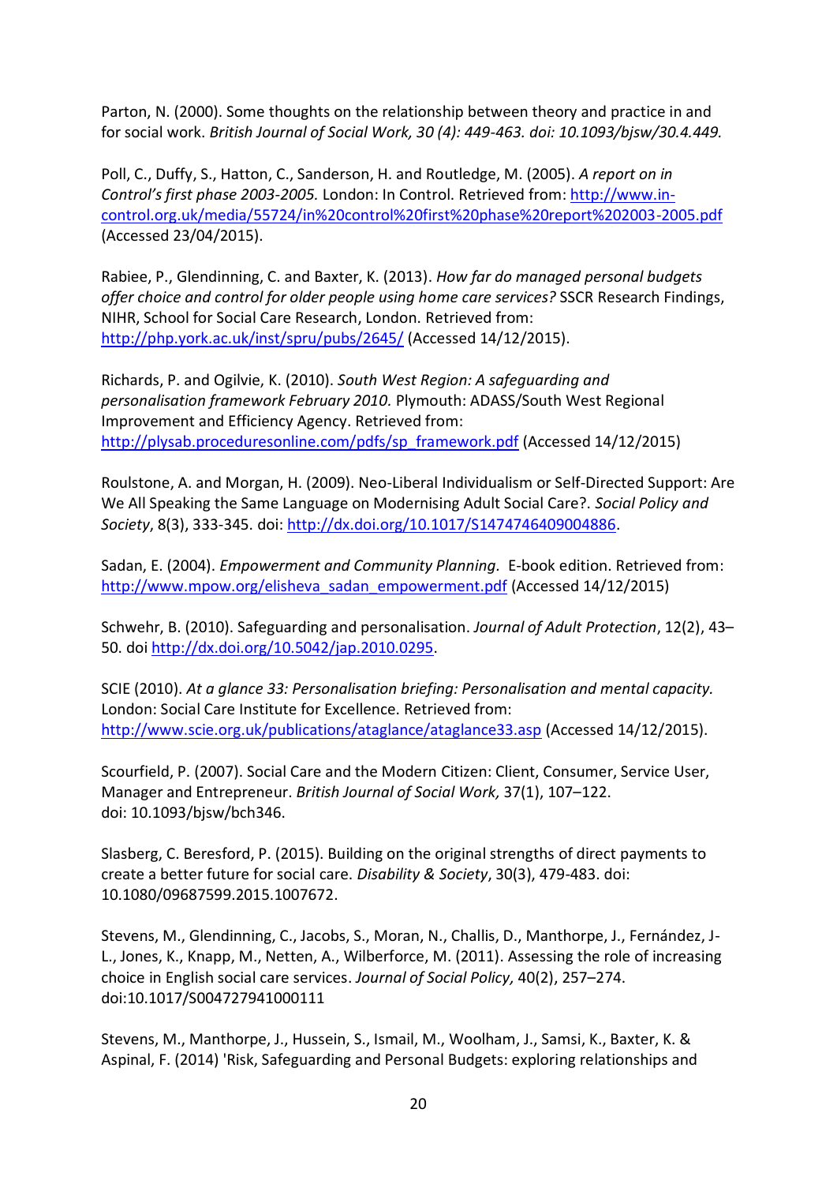Parton, N. (2000). Some thoughts on the relationship between theory and practice in and for social work. *British Journal of Social Work, 30 (4): 449-463. doi: 10.1093/bjsw/30.4.449.*

Poll, C., Duffy, S., Hatton, C., Sanderson, H. and Routledge, M. (2005). *A report on in Control's first phase 2003-2005.* London: In Control. Retrieved from: http://www.in-control.org.uk/media/55724/in%20control%20first%20phase%20report%202003-2005.pdf (Accessed 23/04/2015).

Rabiee, P., Glendinning, C. and Baxter, K. (2013). *How far do managed personal budgets offer choice and control for older people using home care services?* SSCR Research Findings, NIHR, School for Social Care Research, London. Retrieved from: http://php.york.ac.uk/inst/spru/pubs/2645/ (Accessed 14/12/2015).

Richards, P. and Ogilvie, K. (2010). *South West Region: A safeguarding and personalisation framework February 2010.* Plymouth: ADASS/South West Regional Improvement and Efficiency Agency. Retrieved from: http://plysab.proceduresonline.com/pdfs/sp_framework.pdf (Accessed 14/12/2015)

Roulstone, A. and Morgan, H. (2009). Neo-Liberal Individualism or Self-Directed Support: Are We All Speaking the Same Language on Modernising Adult Social Care?. *Social Policy and Society*, 8(3), 333-345. doi: http://dx.doi.org/10.1017/S1474746409004886.

Sadan, E. (2004). *Empowerment and Community Planning.* E-book edition. Retrieved from: http://www.mpow.org/elisheva_sadan_empowerment.pdf (Accessed 14/12/2015)

Schwehr, B. (2010). Safeguarding and personalisation. *Journal of Adult Protection*, 12(2), 43–50. doi http://dx.doi.org/10.5042/jap.2010.0295.

SCIE (2010). *At a glance 33: Personalisation briefing: Personalisation and mental capacity.* London: Social Care Institute for Excellence. Retrieved from: http://www.scie.org.uk/publications/ataglance/ataglance33.asp (Accessed 14/12/2015).

Scourfield, P. (2007). Social Care and the Modern Citizen: Client, Consumer, Service User, Manager and Entrepreneur. *British Journal of Social Work,* 37(1), 107–122. doi: 10.1093/bjsw/bch346.

Slasberg, C. Beresford, P. (2015). Building on the original strengths of direct payments to create a better future for social care. *Disability & Society*, 30(3), 479-483. doi: 10.1080/09687599.2015.1007672.

Stevens, M., Glendinning, C., Jacobs, S., Moran, N., Challis, D., Manthorpe, J., Fernández, J-L., Jones, K., Knapp, M., Netten, A., Wilberforce, M. (2011). Assessing the role of increasing choice in English social care services. *Journal of Social Policy,* 40(2), 257–274. doi:10.1017/S004727941000111

Stevens, M., Manthorpe, J., Hussein, S., Ismail, M., Woolham, J., Samsi, K., Baxter, K. & Aspinal, F. (2014) 'Risk, Safeguarding and Personal Budgets: exploring relationships and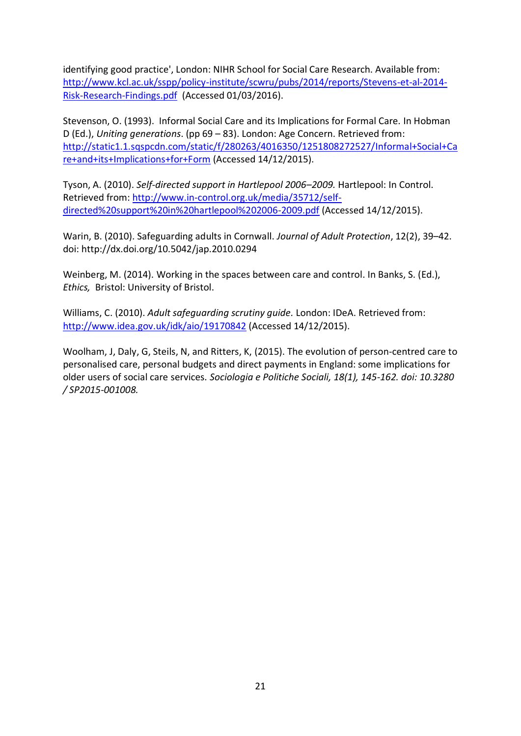identifying good practice', London: NIHR School for Social Care Research. Available from: http://www.kcl.ac.uk/sspp/policy-institute/scwru/pubs/2014/reports/Stevens-et-al-2014-Risk-Research-Findings.pdf (Accessed 01/03/2016).

Stevenson, O. (1993). Informal Social Care and its Implications for Formal Care. In Hobman D (Ed.), *Uniting generations*. (pp 69 – 83). London: Age Concern. Retrieved from: http://static1.1.sqspcdn.com/static/f/280263/4016350/1251808272527/Informal+Social+Care+and+its+Implications+for+Form (Accessed 14/12/2015).

Tyson, A. (2010). *Self-directed support in Hartlepool 2006–2009.* Hartlepool: In Control. Retrieved from: http://www.in-control.org.uk/media/35712/self-directed%20support%20in%20hartlepool%202006-2009.pdf (Accessed 14/12/2015).

Warin, B. (2010). Safeguarding adults in Cornwall. *Journal of Adult Protection*, 12(2), 39–42. doi: http://dx.doi.org/10.5042/jap.2010.0294

Weinberg, M. (2014). Working in the spaces between care and control. In Banks, S. (Ed.), *Ethics,* Bristol: University of Bristol.

Williams, C. (2010). *Adult safeguarding scrutiny guide.* London: IDeA. Retrieved from: http://www.idea.gov.uk/idk/aio/19170842 (Accessed 14/12/2015).

Woolham, J, Daly, G, Steils, N, and Ritters, K, (2015). The evolution of person-centred care to personalised care, personal budgets and direct payments in England: some implications for older users of social care services. *Sociologia e Politiche Sociali, 18(1), 145-162. doi: 10.3280 / SP2015-001008.*